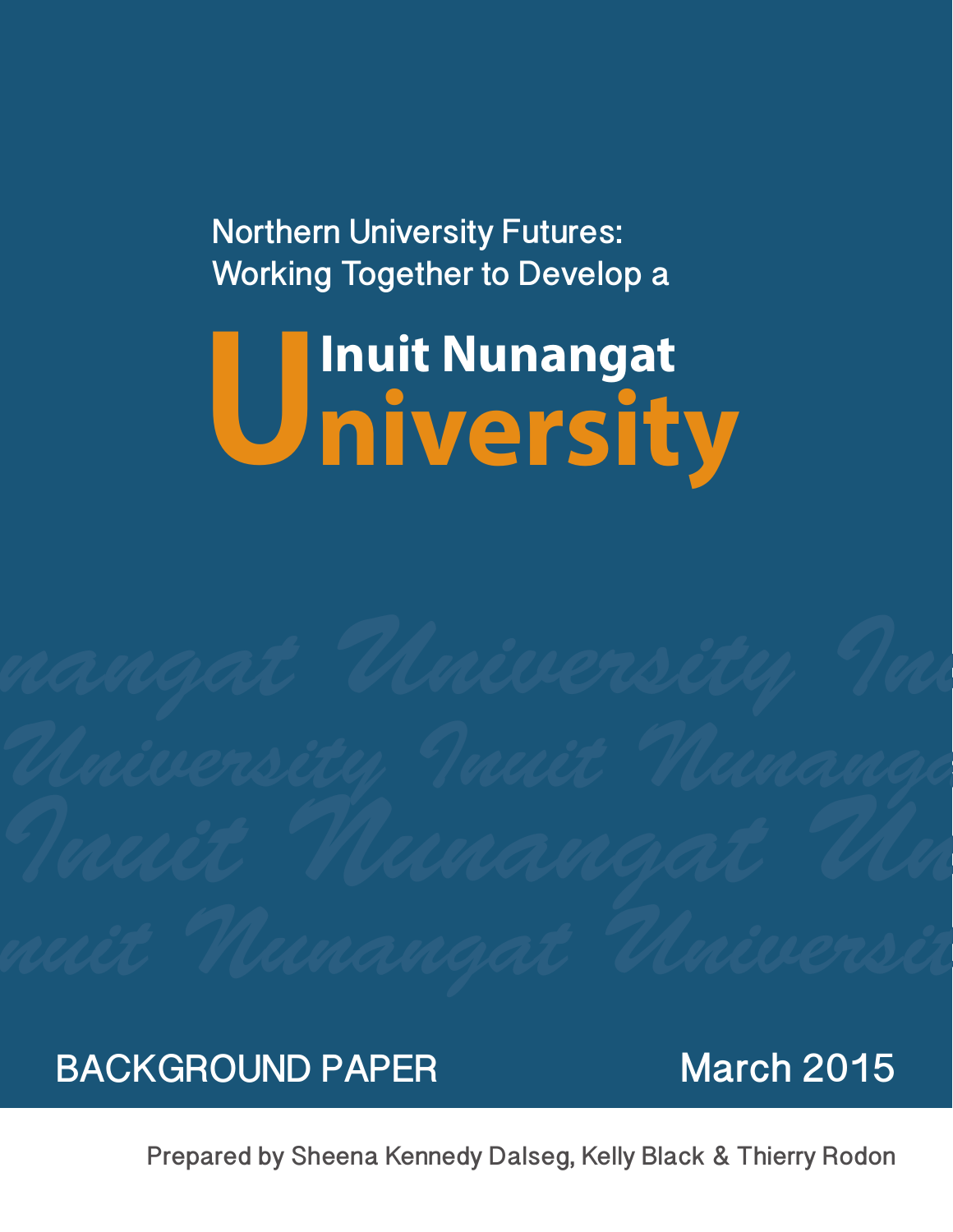Northern University Futures:
Working Together to Develop a

# Inuit Nunangat University

BACKGROUND PAPER

March 2015

Prepared by Sheena Kennedy Dalseg, Kelly Black & Thierry Rodon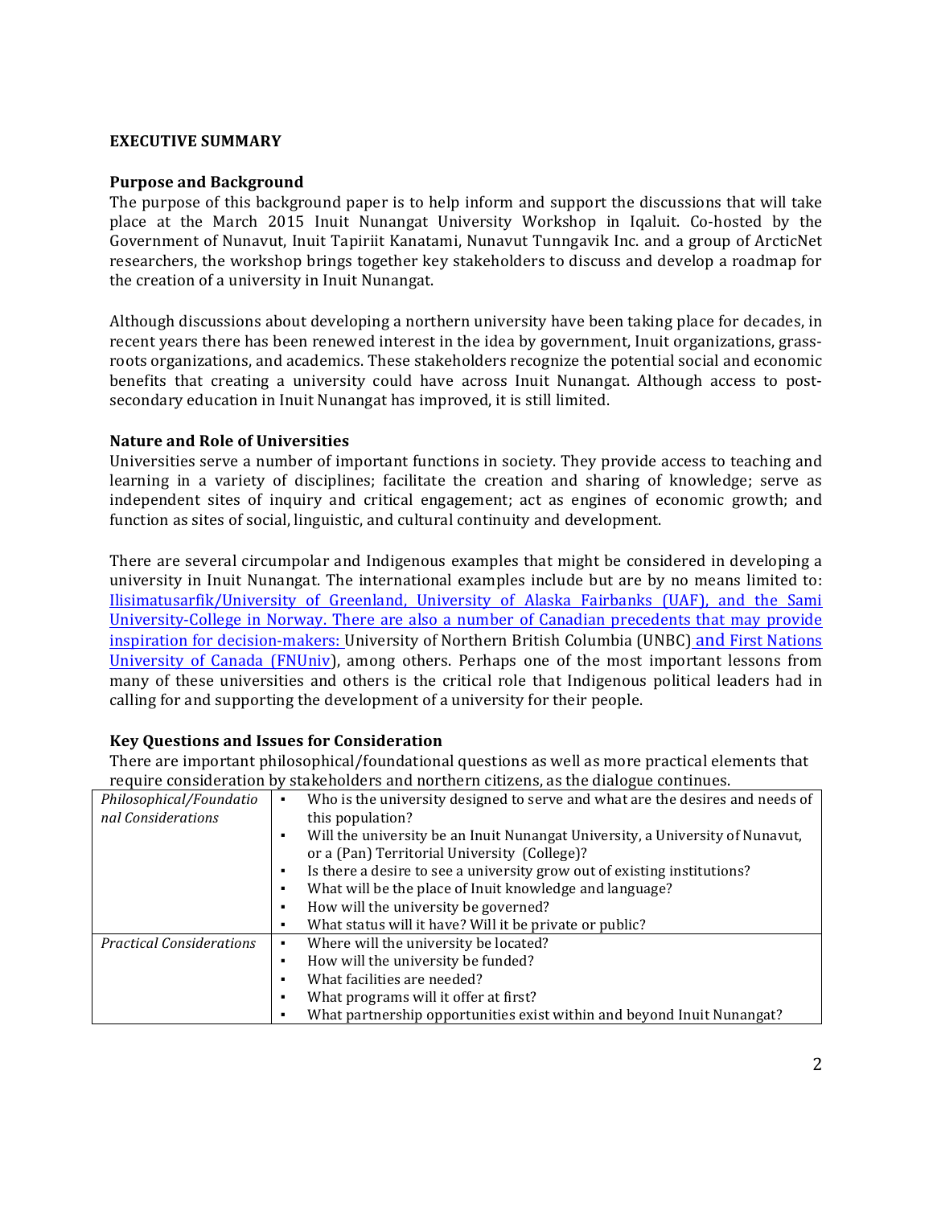## EXECUTIVE SUMMARY

### Purpose and Background

The purpose of this background paper is to help inform and support the discussions that will take place at the March 2015 Inuit Nunangat University Workshop in Iqaluit. Co-hosted by the Government of Nunavut, Inuit Tapiriit Kanatami, Nunavut Tunngavik Inc. and a group of ArcticNet researchers, the workshop brings together key stakeholders to discuss and develop a roadmap for the creation of a university in Inuit Nunangat.

Although discussions about developing a northern university have been taking place for decades, in recent years there has been renewed interest in the idea by government, Inuit organizations, grass-roots organizations, and academics. These stakeholders recognize the potential social and economic benefits that creating a university could have across Inuit Nunangat. Although access to post-secondary education in Inuit Nunangat has improved, it is still limited.

### Nature and Role of Universities

Universities serve a number of important functions in society. They provide access to teaching and learning in a variety of disciplines; facilitate the creation and sharing of knowledge; serve as independent sites of inquiry and critical engagement; act as engines of economic growth; and function as sites of social, linguistic, and cultural continuity and development.

There are several circumpolar and Indigenous examples that might be considered in developing a university in Inuit Nunangat. The international examples include but are by no means limited to: Ilisimatusarfik/University of Greenland, University of Alaska Fairbanks (UAF), and the Sami University-College in Norway. There are also a number of Canadian precedents that may provide inspiration for decision-makers: University of Northern British Columbia (UNBC) and First Nations University of Canada (FNUniv), among others. Perhaps one of the most important lessons from many of these universities and others is the critical role that Indigenous political leaders had in calling for and supporting the development of a university for their people.

### Key Questions and Issues for Consideration

There are important philosophical/foundational questions as well as more practical elements that require consideration by stakeholders and northern citizens, as the dialogue continues.

| | |
|---|---|
| *Philosophical/Foundational Considerations* | • Who is the university designed to serve and what are the desires and needs of this population?<br>• Will the university be an Inuit Nunangat University, a University of Nunavut, or a (Pan) Territorial University (College)?<br>• Is there a desire to see a university grow out of existing institutions?<br>• What will be the place of Inuit knowledge and language?<br>• How will the university be governed?<br>• What status will it have? Will it be private or public? |
| *Practical Considerations* | • Where will the university be located?<br>• How will the university be funded?<br>• What facilities are needed?<br>• What programs will it offer at first?<br>• What partnership opportunities exist within and beyond Inuit Nunangat? |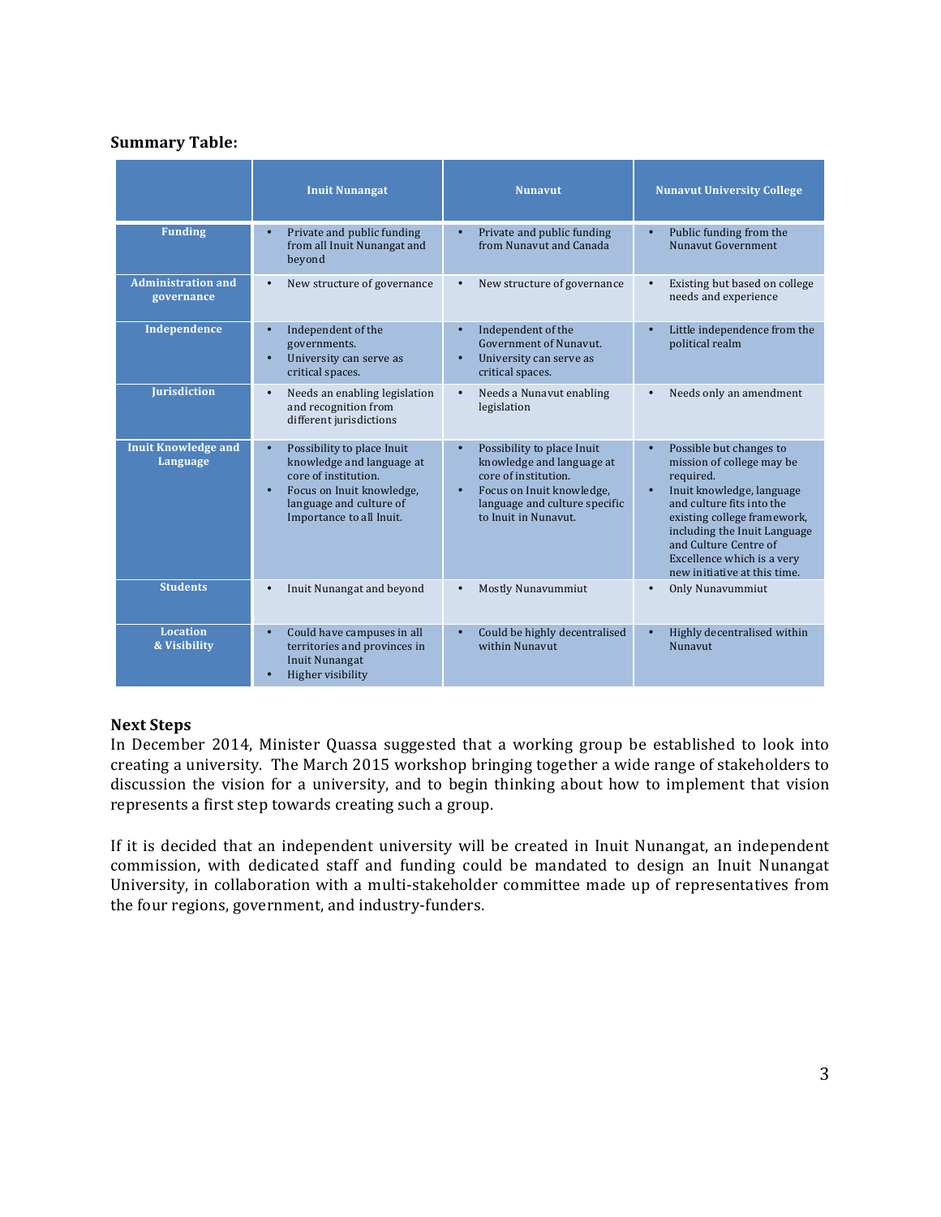**Summary Table:**

| | Inuit Nunangat | Nunavut | Nunavut University College |
|---|---|---|---|
| **Funding** | • Private and public funding from all Inuit Nunangat and beyond | • Private and public funding from Nunavut and Canada | • Public funding from the Nunavut Government |
| **Administration and governance** | • New structure of governance | • New structure of governance | • Existing but based on college needs and experience |
| **Independence** | • Independent of the governments.<br>• University can serve as critical spaces. | • Independent of the Government of Nunavut.<br>• University can serve as critical spaces. | • Little independence from the political realm |
| **Jurisdiction** | • Needs an enabling legislation and recognition from different jurisdictions | • Needs a Nunavut enabling legislation | • Needs only an amendment |
| **Inuit Knowledge and Language** | • Possibility to place Inuit knowledge and language at core of institution.<br>• Focus on Inuit knowledge, language and culture of Importance to all Inuit. | • Possibility to place Inuit knowledge and language at core of institution.<br>• Focus on Inuit knowledge, language and culture specific to Inuit in Nunavut. | • Possible but changes to mission of college may be required.<br>• Inuit knowledge, language and culture fits into the existing college framework, including the Inuit Language and Culture Centre of Excellence which is a very new initiative at this time. |
| **Students** | • Inuit Nunangat and beyond | • Mostly Nunavummiut | • Only Nunavummiut |
| **Location & Visibility** | • Could have campuses in all territories and provinces in Inuit Nunangat<br>• Higher visibility | • Could be highly decentralised within Nunavut | • Highly decentralised within Nunavut |

## Next Steps

In December 2014, Minister Quassa suggested that a working group be established to look into creating a university. The March 2015 workshop bringing together a wide range of stakeholders to discussion the vision for a university, and to begin thinking about how to implement that vision represents a first step towards creating such a group.

If it is decided that an independent university will be created in Inuit Nunangat, an independent commission, with dedicated staff and funding could be mandated to design an Inuit Nunangat University, in collaboration with a multi-stakeholder committee made up of representatives from the four regions, government, and industry-funders.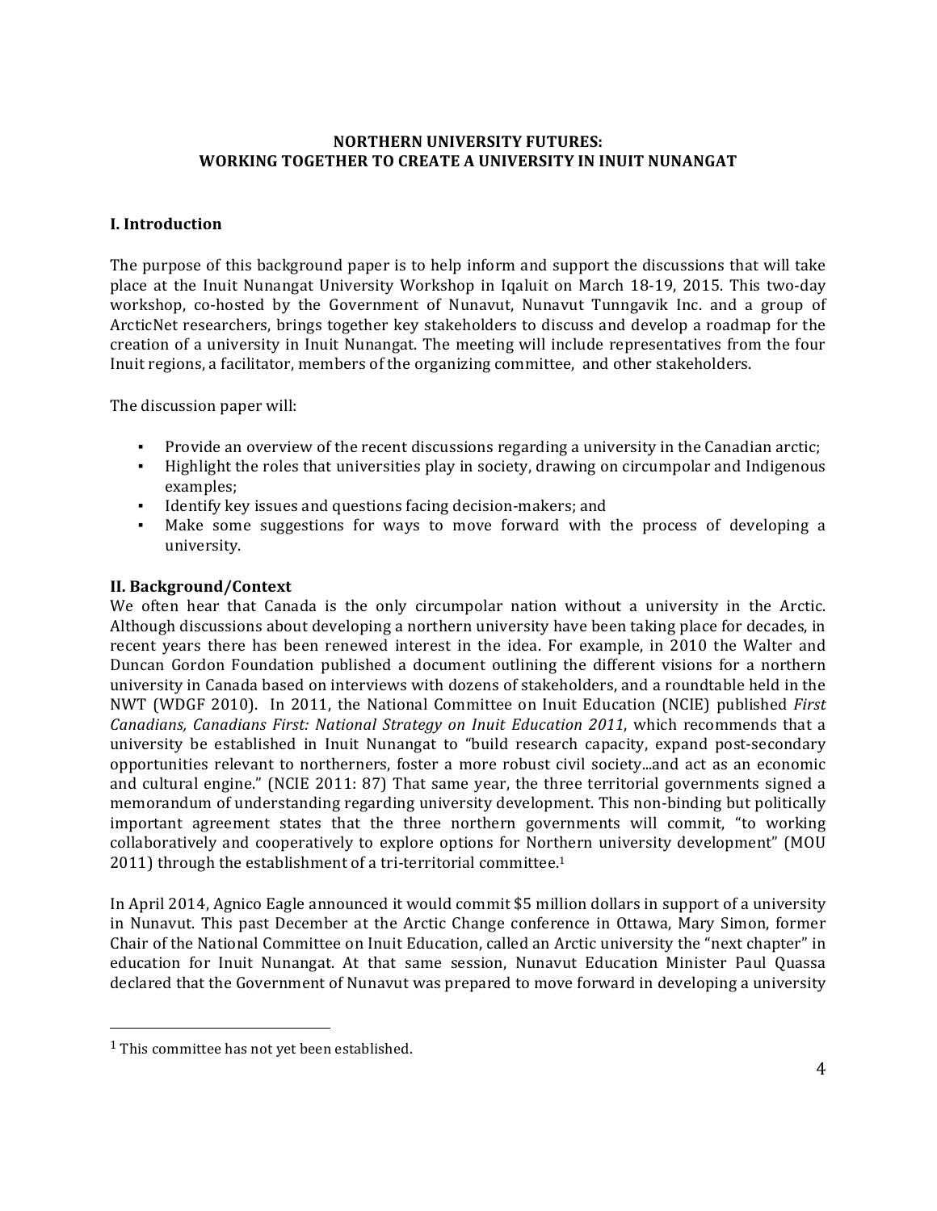**NORTHERN UNIVERSITY FUTURES:**
**WORKING TOGETHER TO CREATE A UNIVERSITY IN INUIT NUNANGAT**

## I. Introduction

The purpose of this background paper is to help inform and support the discussions that will take place at the Inuit Nunangat University Workshop in Iqaluit on March 18-19, 2015. This two-day workshop, co-hosted by the Government of Nunavut, Nunavut Tunngavik Inc. and a group of ArcticNet researchers, brings together key stakeholders to discuss and develop a roadmap for the creation of a university in Inuit Nunangat. The meeting will include representatives from the four Inuit regions, a facilitator, members of the organizing committee, and other stakeholders.

The discussion paper will:

- Provide an overview of the recent discussions regarding a university in the Canadian arctic;
- Highlight the roles that universities play in society, drawing on circumpolar and Indigenous examples;
- Identify key issues and questions facing decision-makers; and
- Make some suggestions for ways to move forward with the process of developing a university.

## II. Background/Context

We often hear that Canada is the only circumpolar nation without a university in the Arctic. Although discussions about developing a northern university have been taking place for decades, in recent years there has been renewed interest in the idea. For example, in 2010 the Walter and Duncan Gordon Foundation published a document outlining the different visions for a northern university in Canada based on interviews with dozens of stakeholders, and a roundtable held in the NWT (WDGF 2010). In 2011, the National Committee on Inuit Education (NCIE) published *First Canadians, Canadians First: National Strategy on Inuit Education 2011*, which recommends that a university be established in Inuit Nunangat to "build research capacity, expand post-secondary opportunities relevant to northerners, foster a more robust civil society...and act as an economic and cultural engine." (NCIE 2011: 87) That same year, the three territorial governments signed a memorandum of understanding regarding university development. This non-binding but politically important agreement states that the three northern governments will commit, "to working collaboratively and cooperatively to explore options for Northern university development" (MOU 2011) through the establishment of a tri-territorial committee.[1]

In April 2014, Agnico Eagle announced it would commit $5 million dollars in support of a university in Nunavut. This past December at the Arctic Change conference in Ottawa, Mary Simon, former Chair of the National Committee on Inuit Education, called an Arctic university the "next chapter" in education for Inuit Nunangat. At that same session, Nunavut Education Minister Paul Quassa declared that the Government of Nunavut was prepared to move forward in developing a university

---

[1] This committee has not yet been established.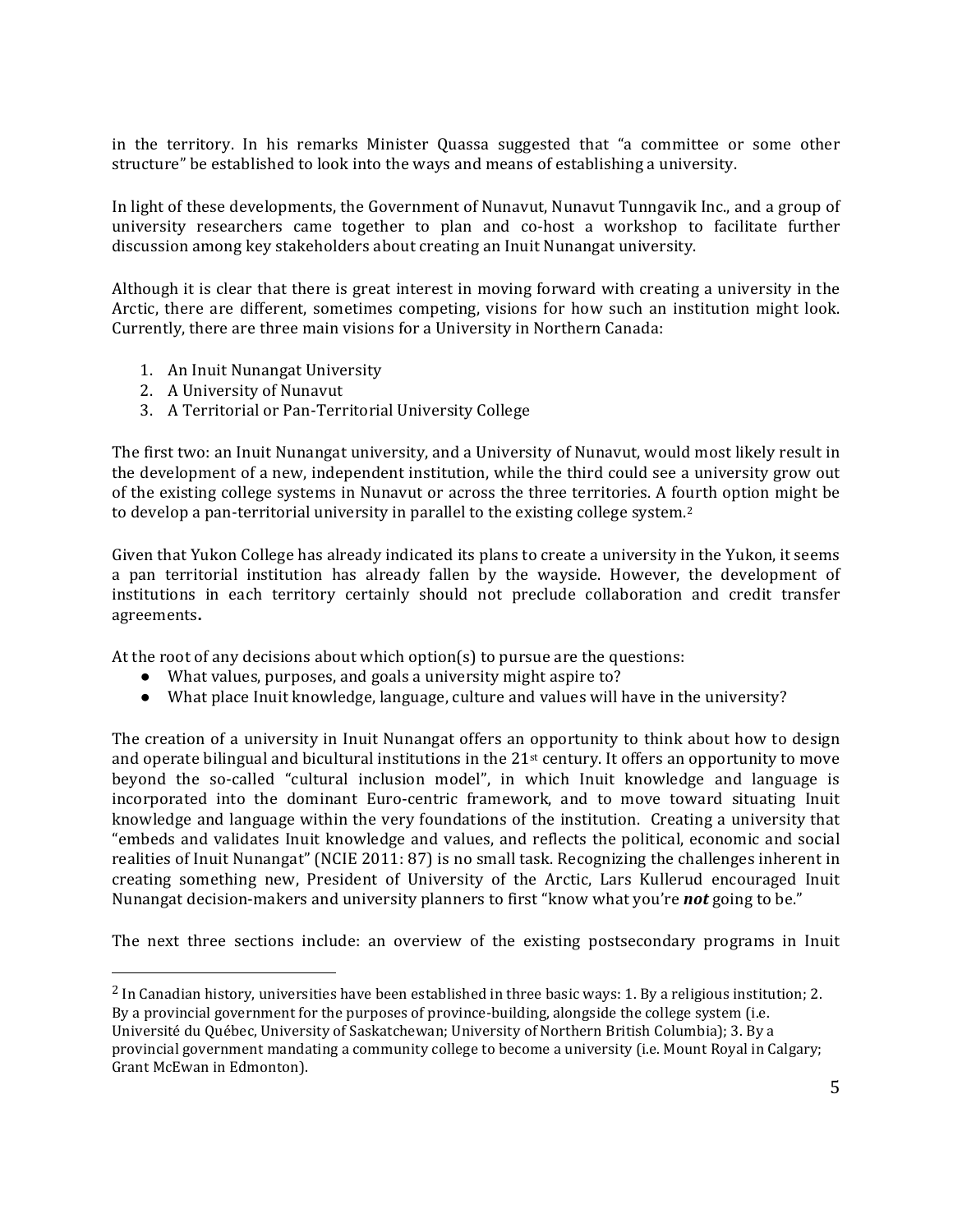in the territory. In his remarks Minister Quassa suggested that "a committee or some other structure" be established to look into the ways and means of establishing a university.

In light of these developments, the Government of Nunavut, Nunavut Tunngavik Inc., and a group of university researchers came together to plan and co-host a workshop to facilitate further discussion among key stakeholders about creating an Inuit Nunangat university.

Although it is clear that there is great interest in moving forward with creating a university in the Arctic, there are different, sometimes competing, visions for how such an institution might look. Currently, there are three main visions for a University in Northern Canada:

1. An Inuit Nunangat University
2. A University of Nunavut
3. A Territorial or Pan-Territorial University College

The first two: an Inuit Nunangat university, and a University of Nunavut, would most likely result in the development of a new, independent institution, while the third could see a university grow out of the existing college systems in Nunavut or across the three territories. A fourth option might be to develop a pan-territorial university in parallel to the existing college system.[2]

Given that Yukon College has already indicated its plans to create a university in the Yukon, it seems a pan territorial institution has already fallen by the wayside. However, the development of institutions in each territory certainly should not preclude collaboration and credit transfer agreements**.**

At the root of any decisions about which option(s) to pursue are the questions:

- What values, purposes, and goals a university might aspire to?
- What place Inuit knowledge, language, culture and values will have in the university?

The creation of a university in Inuit Nunangat offers an opportunity to think about how to design and operate bilingual and bicultural institutions in the 21st century. It offers an opportunity to move beyond the so-called "cultural inclusion model", in which Inuit knowledge and language is incorporated into the dominant Euro-centric framework, and to move toward situating Inuit knowledge and language within the very foundations of the institution. Creating a university that "embeds and validates Inuit knowledge and values, and reflects the political, economic and social realities of Inuit Nunangat" (NCIE 2011: 87) is no small task. Recognizing the challenges inherent in creating something new, President of University of the Arctic, Lars Kullerud encouraged Inuit Nunangat decision-makers and university planners to first "know what you're ***not*** going to be."

The next three sections include: an overview of the existing postsecondary programs in Inuit

[2] In Canadian history, universities have been established in three basic ways: 1. By a religious institution; 2. By a provincial government for the purposes of province-building, alongside the college system (i.e. Université du Québec, University of Saskatchewan; University of Northern British Columbia); 3. By a provincial government mandating a community college to become a university (i.e. Mount Royal in Calgary; Grant McEwan in Edmonton).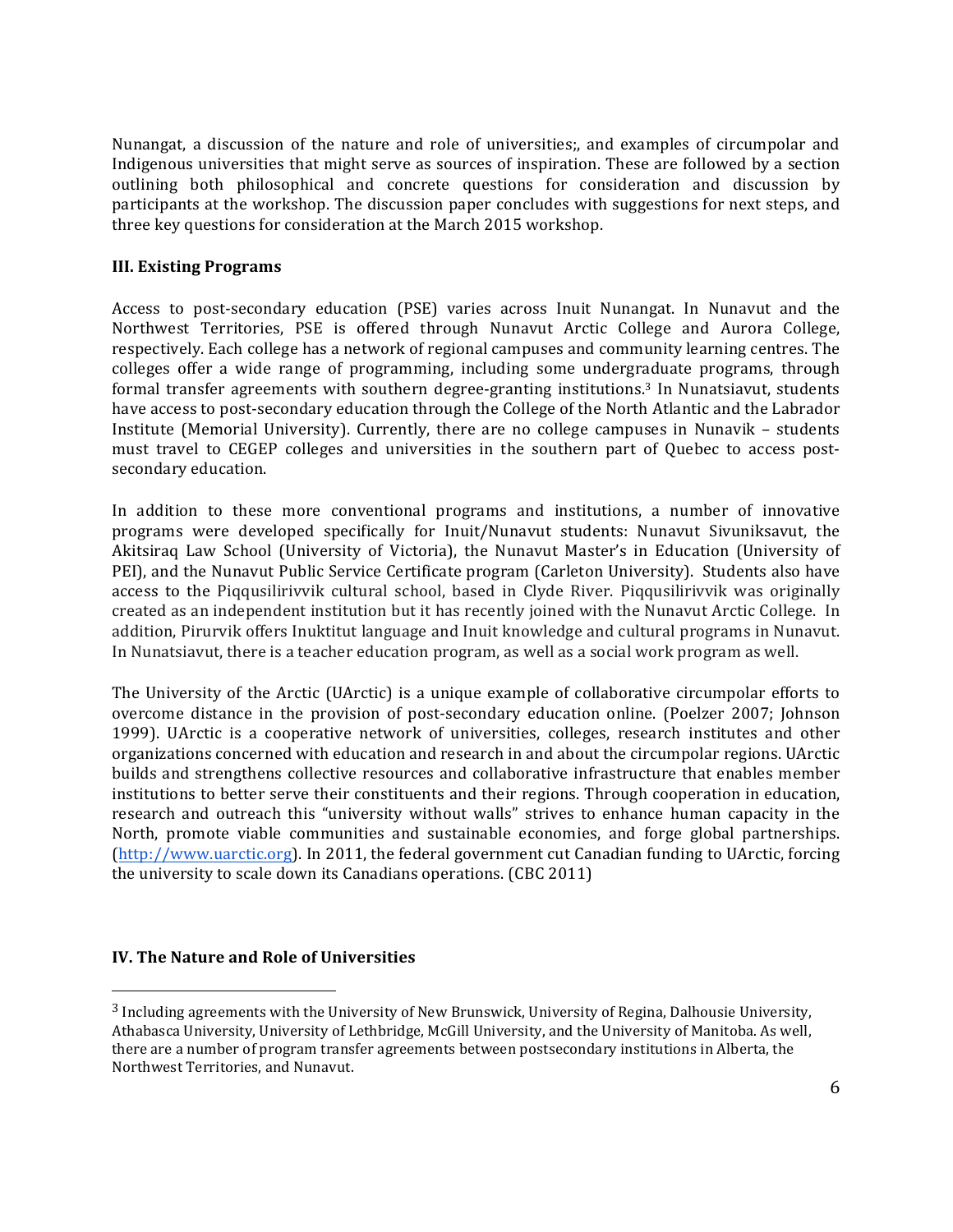Nunangat, a discussion of the nature and role of universities;, and examples of circumpolar and Indigenous universities that might serve as sources of inspiration. These are followed by a section outlining both philosophical and concrete questions for consideration and discussion by participants at the workshop. The discussion paper concludes with suggestions for next steps, and three key questions for consideration at the March 2015 workshop.

## III. Existing Programs

Access to post-secondary education (PSE) varies across Inuit Nunangat. In Nunavut and the Northwest Territories, PSE is offered through Nunavut Arctic College and Aurora College, respectively. Each college has a network of regional campuses and community learning centres. The colleges offer a wide range of programming, including some undergraduate programs, through formal transfer agreements with southern degree-granting institutions.[3] In Nunatsiavut, students have access to post-secondary education through the College of the North Atlantic and the Labrador Institute (Memorial University). Currently, there are no college campuses in Nunavik – students must travel to CEGEP colleges and universities in the southern part of Quebec to access post-secondary education.

In addition to these more conventional programs and institutions, a number of innovative programs were developed specifically for Inuit/Nunavut students: Nunavut Sivuniksavut, the Akitsiraq Law School (University of Victoria), the Nunavut Master's in Education (University of PEI), and the Nunavut Public Service Certificate program (Carleton University). Students also have access to the Piqqusilirivvik cultural school, based in Clyde River. Piqqusilirivvik was originally created as an independent institution but it has recently joined with the Nunavut Arctic College. In addition, Pirurvik offers Inuktitut language and Inuit knowledge and cultural programs in Nunavut. In Nunatsiavut, there is a teacher education program, as well as a social work program as well.

The University of the Arctic (UArctic) is a unique example of collaborative circumpolar efforts to overcome distance in the provision of post-secondary education online. (Poelzer 2007; Johnson 1999). UArctic is a cooperative network of universities, colleges, research institutes and other organizations concerned with education and research in and about the circumpolar regions. UArctic builds and strengthens collective resources and collaborative infrastructure that enables member institutions to better serve their constituents and their regions. Through cooperation in education, research and outreach this "university without walls" strives to enhance human capacity in the North, promote viable communities and sustainable economies, and forge global partnerships. (http://www.uarctic.org). In 2011, the federal government cut Canadian funding to UArctic, forcing the university to scale down its Canadians operations. (CBC 2011)

## IV. The Nature and Role of Universities

[3] Including agreements with the University of New Brunswick, University of Regina, Dalhousie University, Athabasca University, University of Lethbridge, McGill University, and the University of Manitoba. As well, there are a number of program transfer agreements between postsecondary institutions in Alberta, the Northwest Territories, and Nunavut.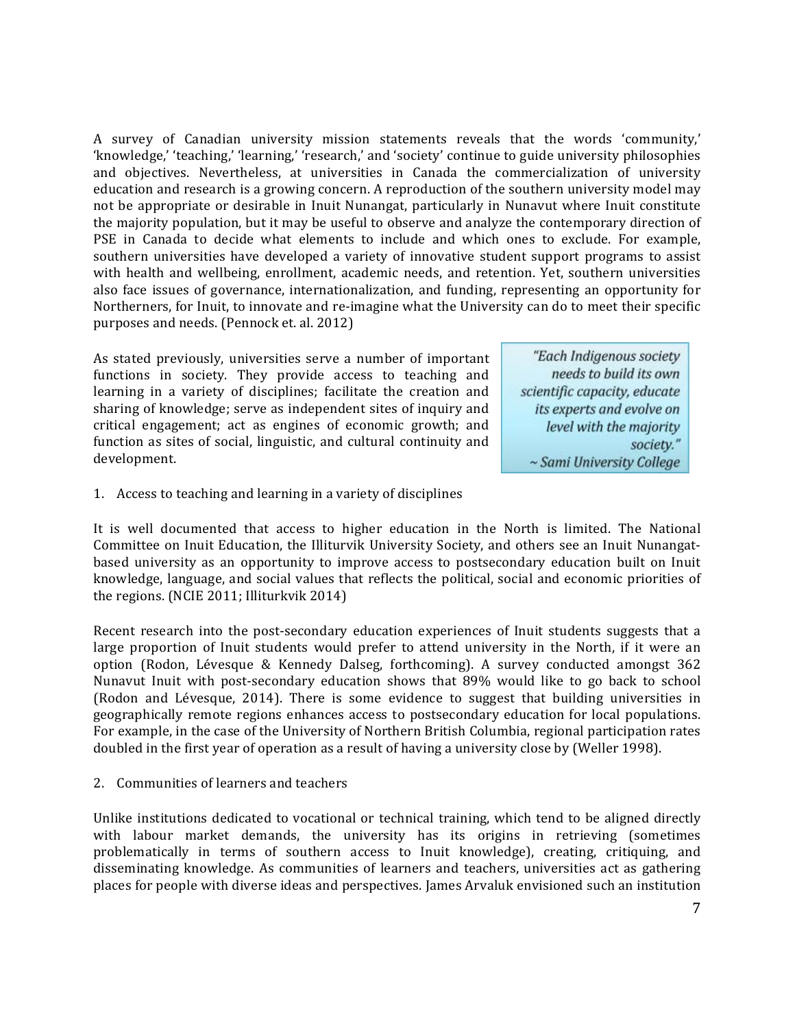A survey of Canadian university mission statements reveals that the words 'community,' 'knowledge,' 'teaching,' 'learning,' 'research,' and 'society' continue to guide university philosophies and objectives. Nevertheless, at universities in Canada the commercialization of university education and research is a growing concern. A reproduction of the southern university model may not be appropriate or desirable in Inuit Nunangat, particularly in Nunavut where Inuit constitute the majority population, but it may be useful to observe and analyze the contemporary direction of PSE in Canada to decide what elements to include and which ones to exclude. For example, southern universities have developed a variety of innovative student support programs to assist with health and wellbeing, enrollment, academic needs, and retention. Yet, southern universities also face issues of governance, internationalization, and funding, representing an opportunity for Northerners, for Inuit, to innovate and re-imagine what the University can do to meet their specific purposes and needs. (Pennock et. al. 2012)

As stated previously, universities serve a number of important functions in society. They provide access to teaching and learning in a variety of disciplines; facilitate the creation and sharing of knowledge; serve as independent sites of inquiry and critical engagement; act as engines of economic growth; and function as sites of social, linguistic, and cultural continuity and development.

> *"Each Indigenous society needs to build its own scientific capacity, educate its experts and evolve on level with the majority society."*
> *~ Sami University College*

1. Access to teaching and learning in a variety of disciplines

It is well documented that access to higher education in the North is limited. The National Committee on Inuit Education, the Illiturvik University Society, and others see an Inuit Nunangat-based university as an opportunity to improve access to postsecondary education built on Inuit knowledge, language, and social values that reflects the political, social and economic priorities of the regions. (NCIE 2011; Illiturkvik 2014)

Recent research into the post-secondary education experiences of Inuit students suggests that a large proportion of Inuit students would prefer to attend university in the North, if it were an option (Rodon, Lévesque & Kennedy Dalseg, forthcoming). A survey conducted amongst 362 Nunavut Inuit with post-secondary education shows that 89% would like to go back to school (Rodon and Lévesque, 2014). There is some evidence to suggest that building universities in geographically remote regions enhances access to postsecondary education for local populations. For example, in the case of the University of Northern British Columbia, regional participation rates doubled in the first year of operation as a result of having a university close by (Weller 1998).

2. Communities of learners and teachers

Unlike institutions dedicated to vocational or technical training, which tend to be aligned directly with labour market demands, the university has its origins in retrieving (sometimes problematically in terms of southern access to Inuit knowledge), creating, critiquing, and disseminating knowledge. As communities of learners and teachers, universities act as gathering places for people with diverse ideas and perspectives. James Arvaluk envisioned such an institution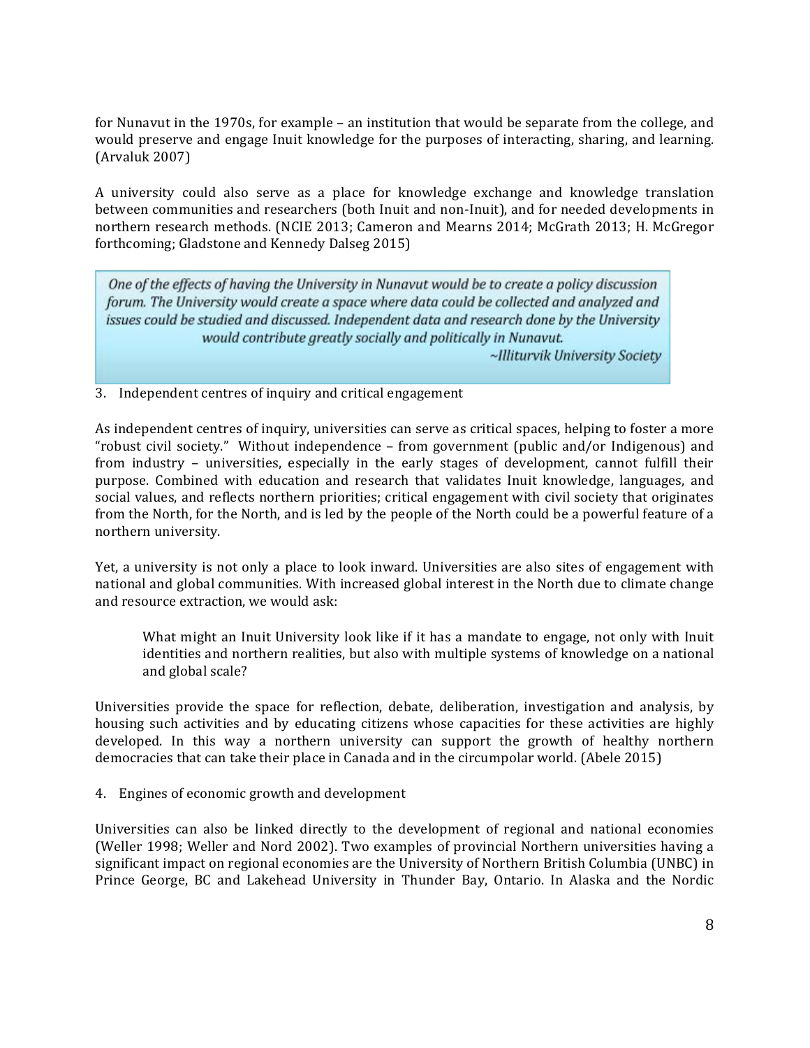for Nunavut in the 1970s, for example – an institution that would be separate from the college, and would preserve and engage Inuit knowledge for the purposes of interacting, sharing, and learning. (Arvaluk 2007)

A university could also serve as a place for knowledge exchange and knowledge translation between communities and researchers (both Inuit and non-Inuit), and for needed developments in northern research methods. (NCIE 2013; Cameron and Mearns 2014; McGrath 2013; H. McGregor forthcoming; Gladstone and Kennedy Dalseg 2015)

> *One of the effects of having the University in Nunavut would be to create a policy discussion forum. The University would create a space where data could be collected and analyzed and issues could be studied and discussed. Independent data and research done by the University would contribute greatly socially and politically in Nunavut.*
>
> *~Illiturvik University Society*

3. Independent centres of inquiry and critical engagement

As independent centres of inquiry, universities can serve as critical spaces, helping to foster a more "robust civil society." Without independence – from government (public and/or Indigenous) and from industry – universities, especially in the early stages of development, cannot fulfill their purpose. Combined with education and research that validates Inuit knowledge, languages, and social values, and reflects northern priorities; critical engagement with civil society that originates from the North, for the North, and is led by the people of the North could be a powerful feature of a northern university.

Yet, a university is not only a place to look inward. Universities are also sites of engagement with national and global communities. With increased global interest in the North due to climate change and resource extraction, we would ask:

> What might an Inuit University look like if it has a mandate to engage, not only with Inuit identities and northern realities, but also with multiple systems of knowledge on a national and global scale?

Universities provide the space for reflection, debate, deliberation, investigation and analysis, by housing such activities and by educating citizens whose capacities for these activities are highly developed. In this way a northern university can support the growth of healthy northern democracies that can take their place in Canada and in the circumpolar world. (Abele 2015)

4. Engines of economic growth and development

Universities can also be linked directly to the development of regional and national economies (Weller 1998; Weller and Nord 2002). Two examples of provincial Northern universities having a significant impact on regional economies are the University of Northern British Columbia (UNBC) in Prince George, BC and Lakehead University in Thunder Bay, Ontario. In Alaska and the Nordic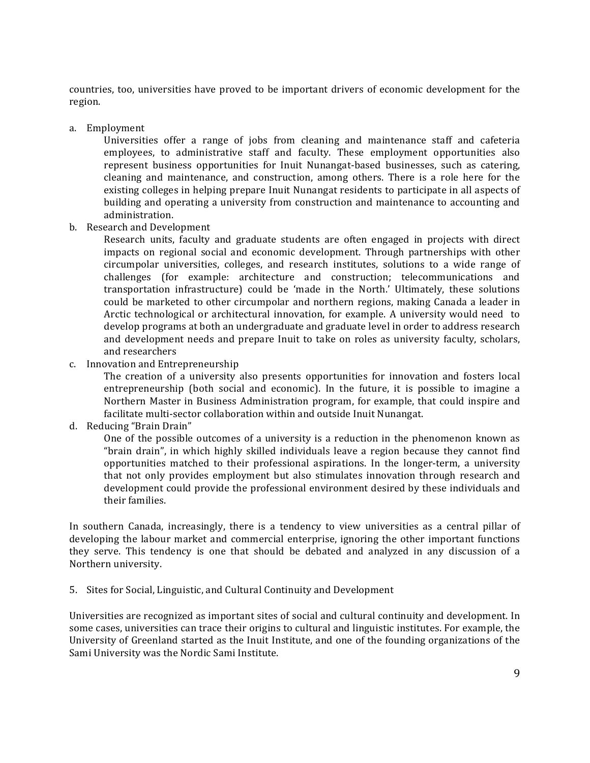countries, too, universities have proved to be important drivers of economic development for the region.

a. Employment

   Universities offer a range of jobs from cleaning and maintenance staff and cafeteria employees, to administrative staff and faculty. These employment opportunities also represent business opportunities for Inuit Nunangat-based businesses, such as catering, cleaning and maintenance, and construction, among others. There is a role here for the existing colleges in helping prepare Inuit Nunangat residents to participate in all aspects of building and operating a university from construction and maintenance to accounting and administration.

b. Research and Development

   Research units, faculty and graduate students are often engaged in projects with direct impacts on regional social and economic development. Through partnerships with other circumpolar universities, colleges, and research institutes, solutions to a wide range of challenges (for example: architecture and construction; telecommunications and transportation infrastructure) could be 'made in the North.' Ultimately, these solutions could be marketed to other circumpolar and northern regions, making Canada a leader in Arctic technological or architectural innovation, for example. A university would need to develop programs at both an undergraduate and graduate level in order to address research and development needs and prepare Inuit to take on roles as university faculty, scholars, and researchers

c. Innovation and Entrepreneurship

   The creation of a university also presents opportunities for innovation and fosters local entrepreneurship (both social and economic). In the future, it is possible to imagine a Northern Master in Business Administration program, for example, that could inspire and facilitate multi-sector collaboration within and outside Inuit Nunangat.

d. Reducing "Brain Drain"

   One of the possible outcomes of a university is a reduction in the phenomenon known as "brain drain", in which highly skilled individuals leave a region because they cannot find opportunities matched to their professional aspirations. In the longer-term, a university that not only provides employment but also stimulates innovation through research and development could provide the professional environment desired by these individuals and their families.

In southern Canada, increasingly, there is a tendency to view universities as a central pillar of developing the labour market and commercial enterprise, ignoring the other important functions they serve. This tendency is one that should be debated and analyzed in any discussion of a Northern university.

## 5. Sites for Social, Linguistic, and Cultural Continuity and Development

Universities are recognized as important sites of social and cultural continuity and development. In some cases, universities can trace their origins to cultural and linguistic institutes. For example, the University of Greenland started as the Inuit Institute, and one of the founding organizations of the Sami University was the Nordic Sami Institute.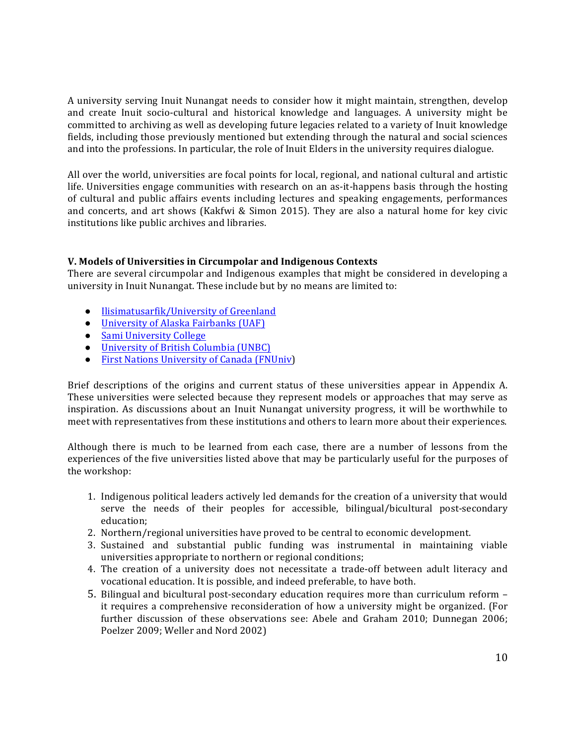A university serving Inuit Nunangat needs to consider how it might maintain, strengthen, develop and create Inuit socio-cultural and historical knowledge and languages. A university might be committed to archiving as well as developing future legacies related to a variety of Inuit knowledge fields, including those previously mentioned but extending through the natural and social sciences and into the professions. In particular, the role of Inuit Elders in the university requires dialogue.

All over the world, universities are focal points for local, regional, and national cultural and artistic life. Universities engage communities with research on an as-it-happens basis through the hosting of cultural and public affairs events including lectures and speaking engagements, performances and concerts, and art shows (Kakfwi & Simon 2015). They are also a natural home for key civic institutions like public archives and libraries.

### V. Models of Universities in Circumpolar and Indigenous Contexts

There are several circumpolar and Indigenous examples that might be considered in developing a university in Inuit Nunangat. These include but by no means are limited to:

- Ilisimatusarfik/University of Greenland
- University of Alaska Fairbanks (UAF)
- Sami University College
- University of British Columbia (UNBC)
- First Nations University of Canada (FNUniv)

Brief descriptions of the origins and current status of these universities appear in Appendix A. These universities were selected because they represent models or approaches that may serve as inspiration. As discussions about an Inuit Nunangat university progress, it will be worthwhile to meet with representatives from these institutions and others to learn more about their experiences.

Although there is much to be learned from each case, there are a number of lessons from the experiences of the five universities listed above that may be particularly useful for the purposes of the workshop:

1. Indigenous political leaders actively led demands for the creation of a university that would serve the needs of their peoples for accessible, bilingual/bicultural post-secondary education;
2. Northern/regional universities have proved to be central to economic development.
3. Sustained and substantial public funding was instrumental in maintaining viable universities appropriate to northern or regional conditions;
4. The creation of a university does not necessitate a trade-off between adult literacy and vocational education. It is possible, and indeed preferable, to have both.
5. Bilingual and bicultural post-secondary education requires more than curriculum reform – it requires a comprehensive reconsideration of how a university might be organized. (For further discussion of these observations see: Abele and Graham 2010; Dunnegan 2006; Poelzer 2009; Weller and Nord 2002)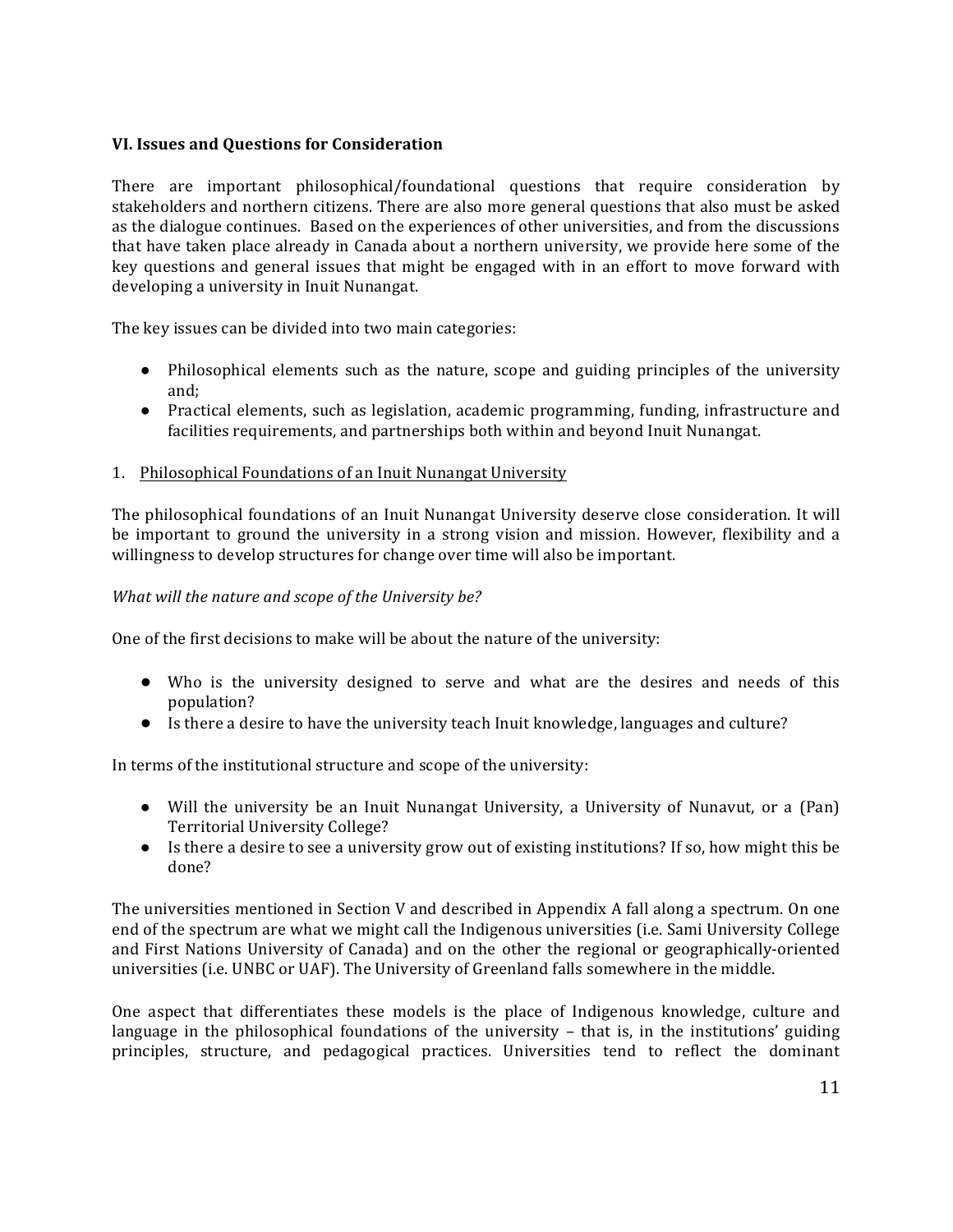**VI. Issues and Questions for Consideration**

There are important philosophical/foundational questions that require consideration by stakeholders and northern citizens. There are also more general questions that also must be asked as the dialogue continues. Based on the experiences of other universities, and from the discussions that have taken place already in Canada about a northern university, we provide here some of the key questions and general issues that might be engaged with in an effort to move forward with developing a university in Inuit Nunangat.

The key issues can be divided into two main categories:

- Philosophical elements such as the nature, scope and guiding principles of the university and;
- Practical elements, such as legislation, academic programming, funding, infrastructure and facilities requirements, and partnerships both within and beyond Inuit Nunangat.

1. Philosophical Foundations of an Inuit Nunangat University

The philosophical foundations of an Inuit Nunangat University deserve close consideration. It will be important to ground the university in a strong vision and mission. However, flexibility and a willingness to develop structures for change over time will also be important.

*What will the nature and scope of the University be?*

One of the first decisions to make will be about the nature of the university:

- Who is the university designed to serve and what are the desires and needs of this population?
- Is there a desire to have the university teach Inuit knowledge, languages and culture?

In terms of the institutional structure and scope of the university:

- Will the university be an Inuit Nunangat University, a University of Nunavut, or a (Pan) Territorial University College?
- Is there a desire to see a university grow out of existing institutions? If so, how might this be done?

The universities mentioned in Section V and described in Appendix A fall along a spectrum. On one end of the spectrum are what we might call the Indigenous universities (i.e. Sami University College and First Nations University of Canada) and on the other the regional or geographically-oriented universities (i.e. UNBC or UAF). The University of Greenland falls somewhere in the middle.

One aspect that differentiates these models is the place of Indigenous knowledge, culture and language in the philosophical foundations of the university – that is, in the institutions' guiding principles, structure, and pedagogical practices. Universities tend to reflect the dominant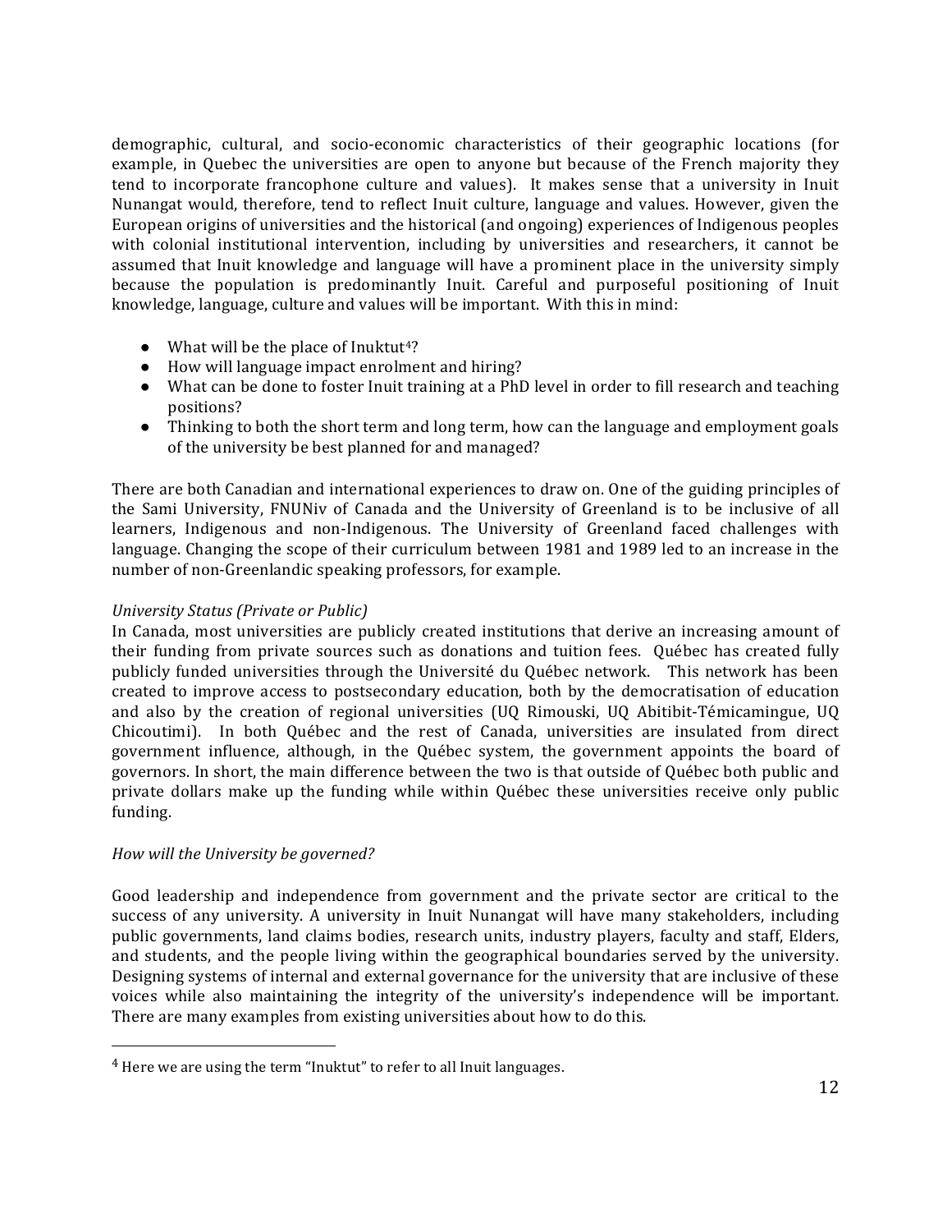demographic, cultural, and socio-economic characteristics of their geographic locations (for example, in Quebec the universities are open to anyone but because of the French majority they tend to incorporate francophone culture and values). It makes sense that a university in Inuit Nunangat would, therefore, tend to reflect Inuit culture, language and values. However, given the European origins of universities and the historical (and ongoing) experiences of Indigenous peoples with colonial institutional intervention, including by universities and researchers, it cannot be assumed that Inuit knowledge and language will have a prominent place in the university simply because the population is predominantly Inuit. Careful and purposeful positioning of Inuit knowledge, language, culture and values will be important. With this in mind:

- What will be the place of Inuktut[4]?
- How will language impact enrolment and hiring?
- What can be done to foster Inuit training at a PhD level in order to fill research and teaching positions?
- Thinking to both the short term and long term, how can the language and employment goals of the university be best planned for and managed?

There are both Canadian and international experiences to draw on. One of the guiding principles of the Sami University, FNUNiv of Canada and the University of Greenland is to be inclusive of all learners, Indigenous and non-Indigenous. The University of Greenland faced challenges with language. Changing the scope of their curriculum between 1981 and 1989 led to an increase in the number of non-Greenlandic speaking professors, for example.

*University Status (Private or Public)*

In Canada, most universities are publicly created institutions that derive an increasing amount of their funding from private sources such as donations and tuition fees. Québec has created fully publicly funded universities through the Université du Québec network. This network has been created to improve access to postsecondary education, both by the democratisation of education and also by the creation of regional universities (UQ Rimouski, UQ Abitibit-Témicamingue, UQ Chicoutimi). In both Québec and the rest of Canada, universities are insulated from direct government influence, although, in the Québec system, the government appoints the board of governors. In short, the main difference between the two is that outside of Québec both public and private dollars make up the funding while within Québec these universities receive only public funding.

*How will the University be governed?*

Good leadership and independence from government and the private sector are critical to the success of any university. A university in Inuit Nunangat will have many stakeholders, including public governments, land claims bodies, research units, industry players, faculty and staff, Elders, and students, and the people living within the geographical boundaries served by the university. Designing systems of internal and external governance for the university that are inclusive of these voices while also maintaining the integrity of the university's independence will be important. There are many examples from existing universities about how to do this.

---

[4] Here we are using the term "Inuktut" to refer to all Inuit languages.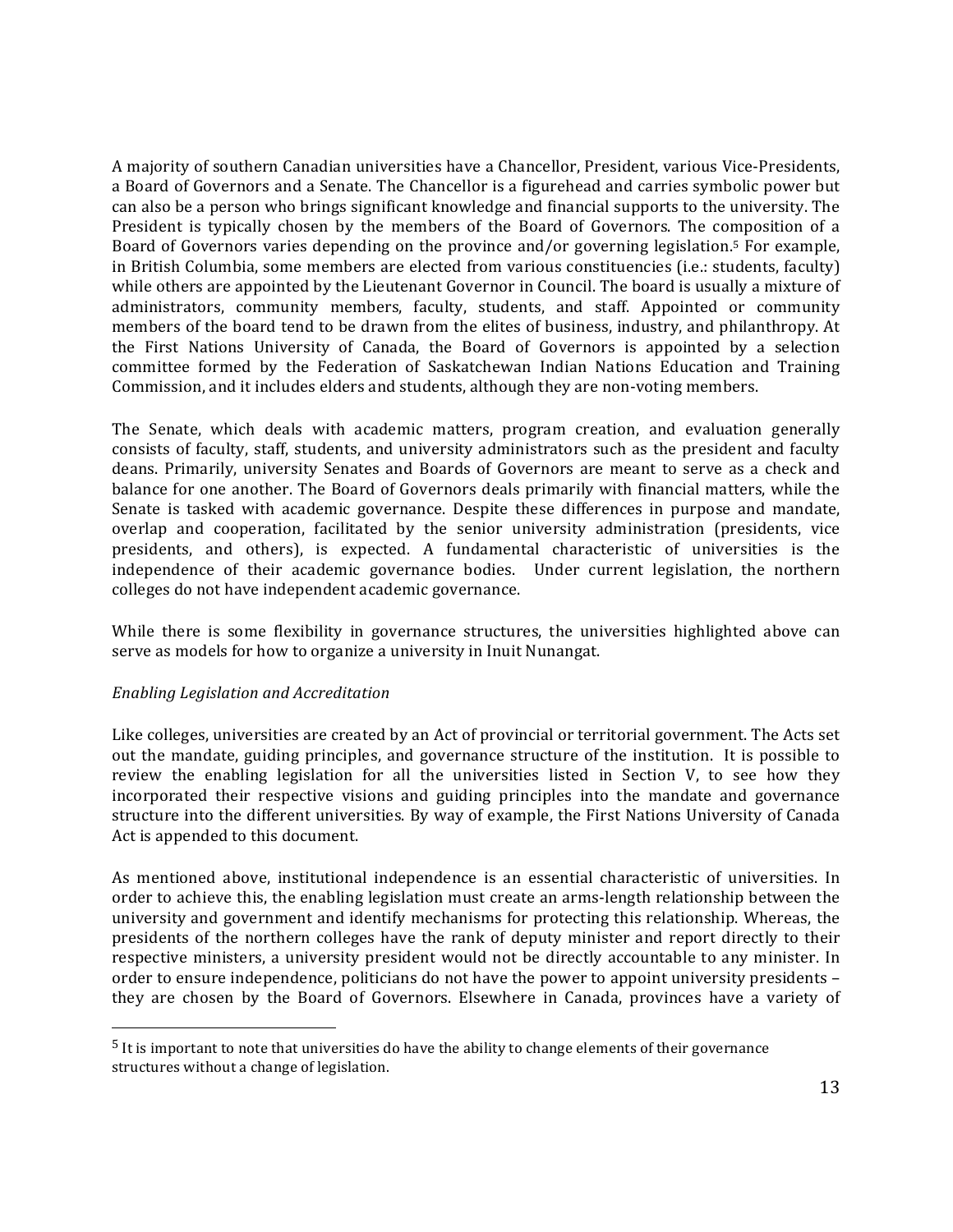A majority of southern Canadian universities have a Chancellor, President, various Vice-Presidents, a Board of Governors and a Senate. The Chancellor is a figurehead and carries symbolic power but can also be a person who brings significant knowledge and financial supports to the university. The President is typically chosen by the members of the Board of Governors. The composition of a Board of Governors varies depending on the province and/or governing legislation.[5] For example, in British Columbia, some members are elected from various constituencies (i.e.: students, faculty) while others are appointed by the Lieutenant Governor in Council. The board is usually a mixture of administrators, community members, faculty, students, and staff. Appointed or community members of the board tend to be drawn from the elites of business, industry, and philanthropy. At the First Nations University of Canada, the Board of Governors is appointed by a selection committee formed by the Federation of Saskatchewan Indian Nations Education and Training Commission, and it includes elders and students, although they are non-voting members.

The Senate, which deals with academic matters, program creation, and evaluation generally consists of faculty, staff, students, and university administrators such as the president and faculty deans. Primarily, university Senates and Boards of Governors are meant to serve as a check and balance for one another. The Board of Governors deals primarily with financial matters, while the Senate is tasked with academic governance. Despite these differences in purpose and mandate, overlap and cooperation, facilitated by the senior university administration (presidents, vice presidents, and others), is expected. A fundamental characteristic of universities is the independence of their academic governance bodies. Under current legislation, the northern colleges do not have independent academic governance.

While there is some flexibility in governance structures, the universities highlighted above can serve as models for how to organize a university in Inuit Nunangat.

*Enabling Legislation and Accreditation*

Like colleges, universities are created by an Act of provincial or territorial government. The Acts set out the mandate, guiding principles, and governance structure of the institution. It is possible to review the enabling legislation for all the universities listed in Section V, to see how they incorporated their respective visions and guiding principles into the mandate and governance structure into the different universities. By way of example, the First Nations University of Canada Act is appended to this document.

As mentioned above, institutional independence is an essential characteristic of universities. In order to achieve this, the enabling legislation must create an arms-length relationship between the university and government and identify mechanisms for protecting this relationship. Whereas, the presidents of the northern colleges have the rank of deputy minister and report directly to their respective ministers, a university president would not be directly accountable to any minister. In order to ensure independence, politicians do not have the power to appoint university presidents – they are chosen by the Board of Governors. Elsewhere in Canada, provinces have a variety of

[5] It is important to note that universities do have the ability to change elements of their governance structures without a change of legislation.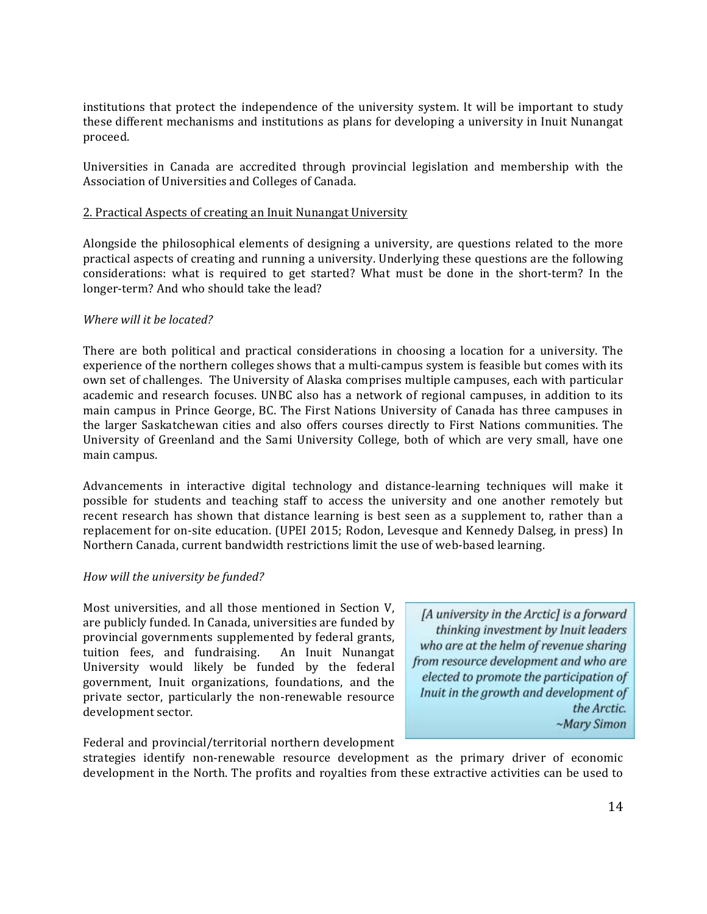institutions that protect the independence of the university system. It will be important to study these different mechanisms and institutions as plans for developing a university in Inuit Nunangat proceed.

Universities in Canada are accredited through provincial legislation and membership with the Association of Universities and Colleges of Canada.

## 2. Practical Aspects of creating an Inuit Nunangat University

Alongside the philosophical elements of designing a university, are questions related to the more practical aspects of creating and running a university. Underlying these questions are the following considerations: what is required to get started? What must be done in the short-term? In the longer-term? And who should take the lead?

*Where will it be located?*

There are both political and practical considerations in choosing a location for a university. The experience of the northern colleges shows that a multi-campus system is feasible but comes with its own set of challenges. The University of Alaska comprises multiple campuses, each with particular academic and research focuses. UNBC also has a network of regional campuses, in addition to its main campus in Prince George, BC. The First Nations University of Canada has three campuses in the larger Saskatchewan cities and also offers courses directly to First Nations communities. The University of Greenland and the Sami University College, both of which are very small, have one main campus.

Advancements in interactive digital technology and distance-learning techniques will make it possible for students and teaching staff to access the university and one another remotely but recent research has shown that distance learning is best seen as a supplement to, rather than a replacement for on-site education. (UPEI 2015; Rodon, Levesque and Kennedy Dalseg, in press) In Northern Canada, current bandwidth restrictions limit the use of web-based learning.

*How will the university be funded?*

Most universities, and all those mentioned in Section V, are publicly funded. In Canada, universities are funded by provincial governments supplemented by federal grants, tuition fees, and fundraising. An Inuit Nunangat University would likely be funded by the federal government, Inuit organizations, foundations, and the private sector, particularly the non-renewable resource development sector.

> *[A university in the Arctic] is a forward thinking investment by Inuit leaders who are at the helm of revenue sharing from resource development and who are elected to promote the participation of Inuit in the growth and development of the Arctic.*
> *~Mary Simon*

Federal and provincial/territorial northern development strategies identify non-renewable resource development as the primary driver of economic development in the North. The profits and royalties from these extractive activities can be used to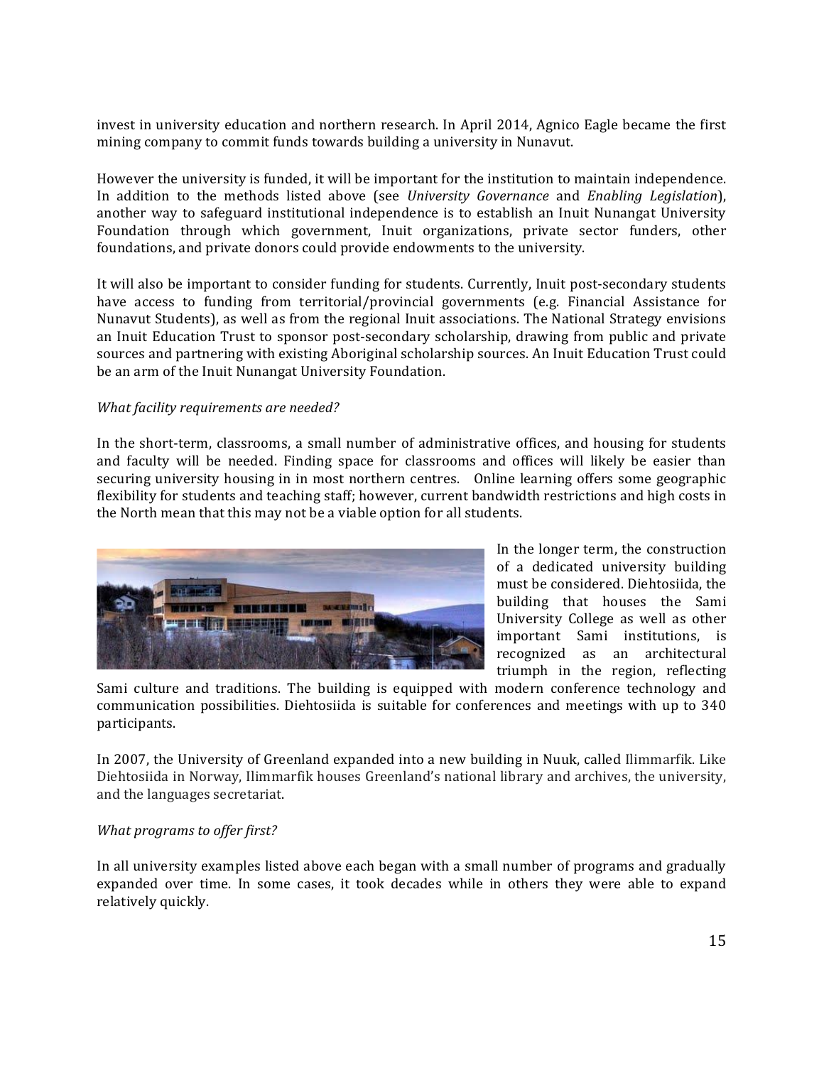invest in university education and northern research. In April 2014, Agnico Eagle became the first mining company to commit funds towards building a university in Nunavut.

However the university is funded, it will be important for the institution to maintain independence. In addition to the methods listed above (see *University Governance* and *Enabling Legislation*), another way to safeguard institutional independence is to establish an Inuit Nunangat University Foundation through which government, Inuit organizations, private sector funders, other foundations, and private donors could provide endowments to the university.

It will also be important to consider funding for students. Currently, Inuit post-secondary students have access to funding from territorial/provincial governments (e.g. Financial Assistance for Nunavut Students), as well as from the regional Inuit associations. The National Strategy envisions an Inuit Education Trust to sponsor post-secondary scholarship, drawing from public and private sources and partnering with existing Aboriginal scholarship sources. An Inuit Education Trust could be an arm of the Inuit Nunangat University Foundation.

*What facility requirements are needed?*

In the short-term, classrooms, a small number of administrative offices, and housing for students and faculty will be needed. Finding space for classrooms and offices will likely be easier than securing university housing in in most northern centres. Online learning offers some geographic flexibility for students and teaching staff; however, current bandwidth restrictions and high costs in the North mean that this may not be a viable option for all students.

In the longer term, the construction of a dedicated university building must be considered. Diehtosiida, the building that houses the Sami University College as well as other important Sami institutions, is recognized as an architectural triumph in the region, reflecting Sami culture and traditions. The building is equipped with modern conference technology and communication possibilities. Diehtosiida is suitable for conferences and meetings with up to 340 participants.

In 2007, the University of Greenland expanded into a new building in Nuuk, called Ilimmarfik. Like Diehtosiida in Norway, Ilimmarfik houses Greenland's national library and archives, the university, and the languages secretariat.

*What programs to offer first?*

In all university examples listed above each began with a small number of programs and gradually expanded over time. In some cases, it took decades while in others they were able to expand relatively quickly.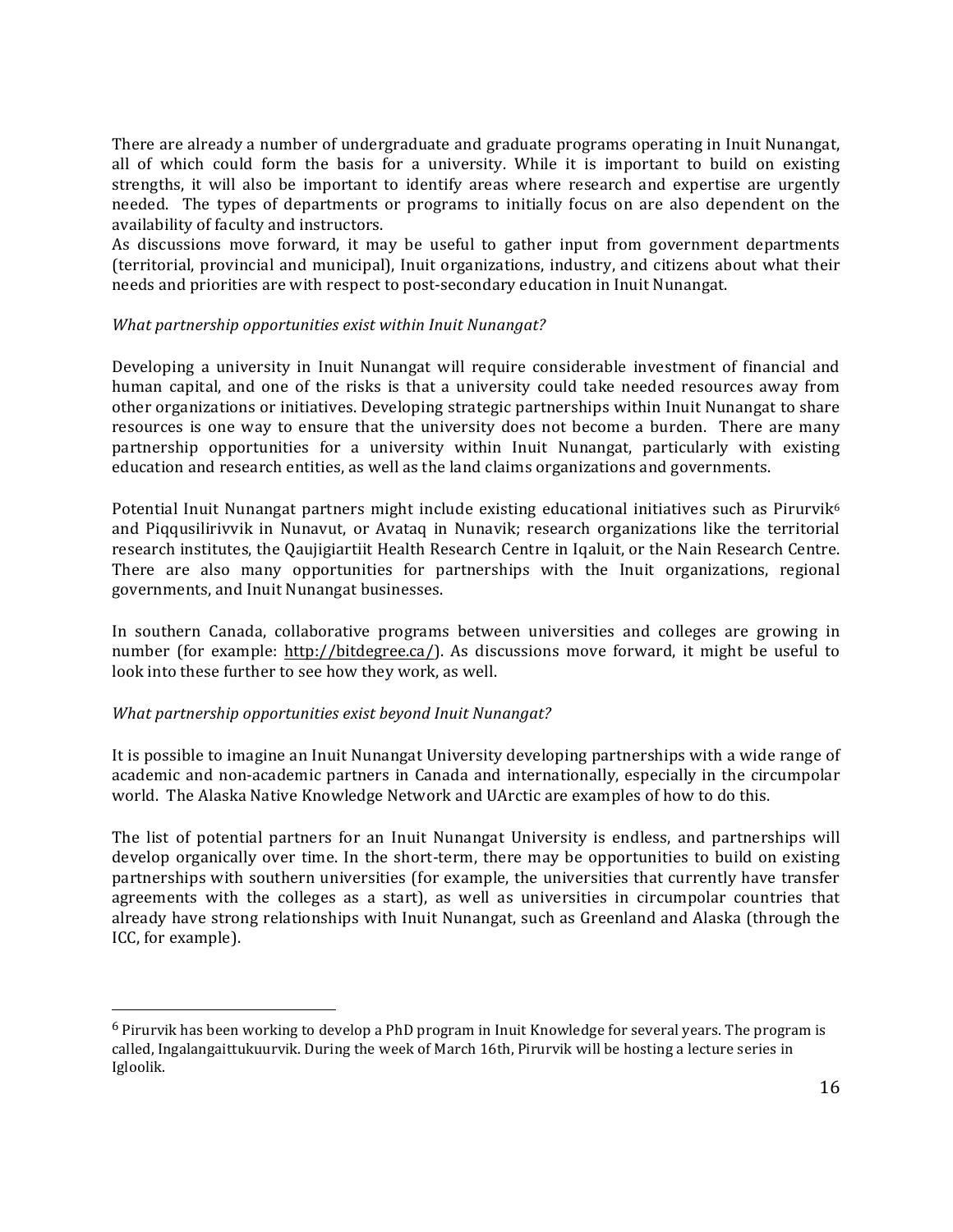There are already a number of undergraduate and graduate programs operating in Inuit Nunangat, all of which could form the basis for a university. While it is important to build on existing strengths, it will also be important to identify areas where research and expertise are urgently needed. The types of departments or programs to initially focus on are also dependent on the availability of faculty and instructors.

As discussions move forward, it may be useful to gather input from government departments (territorial, provincial and municipal), Inuit organizations, industry, and citizens about what their needs and priorities are with respect to post-secondary education in Inuit Nunangat.

*What partnership opportunities exist within Inuit Nunangat?*

Developing a university in Inuit Nunangat will require considerable investment of financial and human capital, and one of the risks is that a university could take needed resources away from other organizations or initiatives. Developing strategic partnerships within Inuit Nunangat to share resources is one way to ensure that the university does not become a burden. There are many partnership opportunities for a university within Inuit Nunangat, particularly with existing education and research entities, as well as the land claims organizations and governments.

Potential Inuit Nunangat partners might include existing educational initiatives such as Pirurvik[6] and Piqqusilirivvik in Nunavut, or Avataq in Nunavik; research organizations like the territorial research institutes, the Qaujigiartiit Health Research Centre in Iqaluit, or the Nain Research Centre. There are also many opportunities for partnerships with the Inuit organizations, regional governments, and Inuit Nunangat businesses.

In southern Canada, collaborative programs between universities and colleges are growing in number (for example: http://bitdegree.ca/). As discussions move forward, it might be useful to look into these further to see how they work, as well.

*What partnership opportunities exist beyond Inuit Nunangat?*

It is possible to imagine an Inuit Nunangat University developing partnerships with a wide range of academic and non-academic partners in Canada and internationally, especially in the circumpolar world. The Alaska Native Knowledge Network and UArctic are examples of how to do this.

The list of potential partners for an Inuit Nunangat University is endless, and partnerships will develop organically over time. In the short-term, there may be opportunities to build on existing partnerships with southern universities (for example, the universities that currently have transfer agreements with the colleges as a start), as well as universities in circumpolar countries that already have strong relationships with Inuit Nunangat, such as Greenland and Alaska (through the ICC, for example).

---

[6] Pirurvik has been working to develop a PhD program in Inuit Knowledge for several years. The program is called, Ingalangaittukuurvik. During the week of March 16th, Pirurvik will be hosting a lecture series in Igloolik.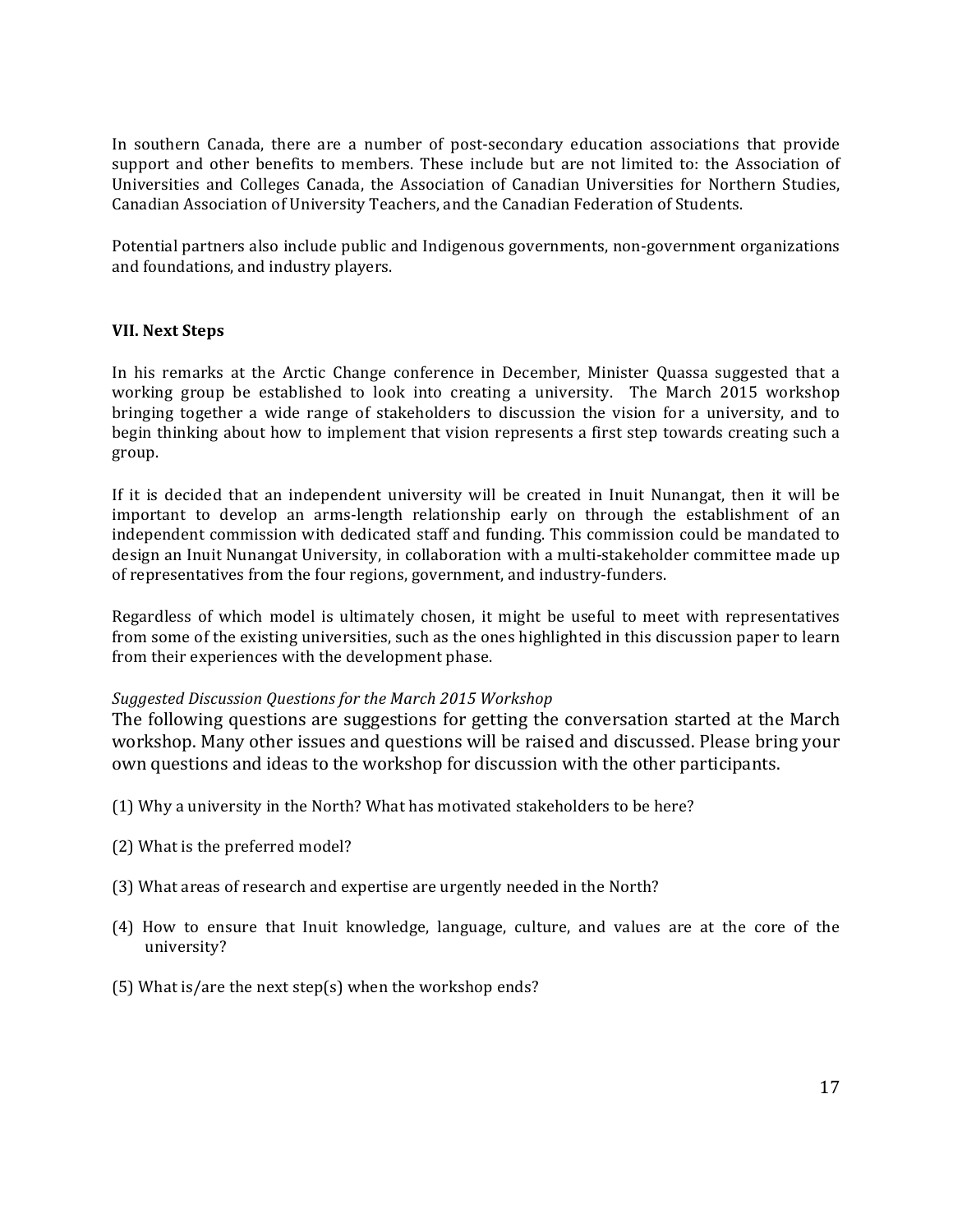In southern Canada, there are a number of post-secondary education associations that provide support and other benefits to members. These include but are not limited to: the Association of Universities and Colleges Canada, the Association of Canadian Universities for Northern Studies, Canadian Association of University Teachers, and the Canadian Federation of Students.

Potential partners also include public and Indigenous governments, non-government organizations and foundations, and industry players.

### VII. Next Steps

In his remarks at the Arctic Change conference in December, Minister Quassa suggested that a working group be established to look into creating a university. The March 2015 workshop bringing together a wide range of stakeholders to discussion the vision for a university, and to begin thinking about how to implement that vision represents a first step towards creating such a group.

If it is decided that an independent university will be created in Inuit Nunangat, then it will be important to develop an arms-length relationship early on through the establishment of an independent commission with dedicated staff and funding. This commission could be mandated to design an Inuit Nunangat University, in collaboration with a multi-stakeholder committee made up of representatives from the four regions, government, and industry-funders.

Regardless of which model is ultimately chosen, it might be useful to meet with representatives from some of the existing universities, such as the ones highlighted in this discussion paper to learn from their experiences with the development phase.

*Suggested Discussion Questions for the March 2015 Workshop*

The following questions are suggestions for getting the conversation started at the March workshop. Many other issues and questions will be raised and discussed. Please bring your own questions and ideas to the workshop for discussion with the other participants.

(1) Why a university in the North? What has motivated stakeholders to be here?

(2) What is the preferred model?

(3) What areas of research and expertise are urgently needed in the North?

(4) How to ensure that Inuit knowledge, language, culture, and values are at the core of the university?

(5) What is/are the next step(s) when the workshop ends?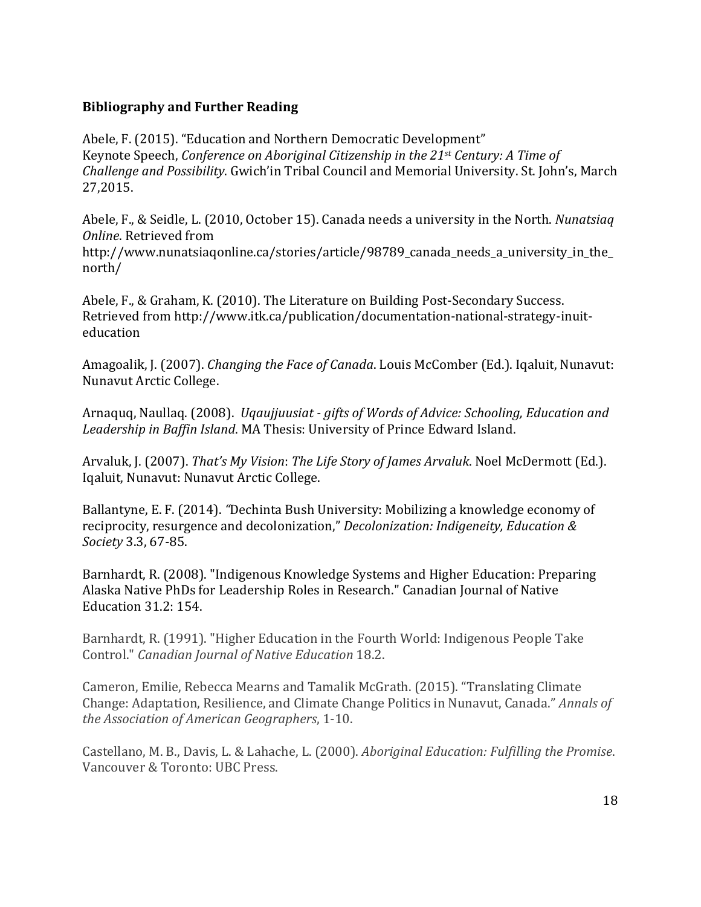## Bibliography and Further Reading

Abele, F. (2015). "Education and Northern Democratic Development" Keynote Speech, *Conference on Aboriginal Citizenship in the 21st Century: A Time of Challenge and Possibility*. Gwich'in Tribal Council and Memorial University. St. John's, March 27,2015.

Abele, F., & Seidle, L. (2010, October 15). Canada needs a university in the North. *Nunatsiaq Online*. Retrieved from http://www.nunatsiaqonline.ca/stories/article/98789_canada_needs_a_university_in_the_north/

Abele, F., & Graham, K. (2010). The Literature on Building Post-Secondary Success. Retrieved from http://www.itk.ca/publication/documentation-national-strategy-inuit-education

Amagoalik, J. (2007). *Changing the Face of Canada*. Louis McComber (Ed.). Iqaluit, Nunavut: Nunavut Arctic College.

Arnaquq, Naullaq. (2008). *Uqaujjuusiat - gifts of Words of Advice: Schooling, Education and Leadership in Baffin Island*. MA Thesis: University of Prince Edward Island.

Arvaluk, J. (2007). *That's My Vision*: *The Life Story of James Arvaluk*. Noel McDermott (Ed.). Iqaluit, Nunavut: Nunavut Arctic College.

Ballantyne, E. F. (2014). *"*Dechinta Bush University: Mobilizing a knowledge economy of reciprocity, resurgence and decolonization," *Decolonization: Indigeneity, Education & Society* 3.3, 67-85.

Barnhardt, R. (2008). "Indigenous Knowledge Systems and Higher Education: Preparing Alaska Native PhDs for Leadership Roles in Research." Canadian Journal of Native Education 31.2: 154.

Barnhardt, R. (1991). "Higher Education in the Fourth World: Indigenous People Take Control." *Canadian Journal of Native Education* 18.2.

Cameron, Emilie, Rebecca Mearns and Tamalik McGrath. (2015). "Translating Climate Change: Adaptation, Resilience, and Climate Change Politics in Nunavut, Canada." *Annals of the Association of American Geographers*, 1-10.

Castellano, M. B., Davis, L. & Lahache, L. (2000). *Aboriginal Education: Fulfilling the Promise*. Vancouver & Toronto: UBC Press.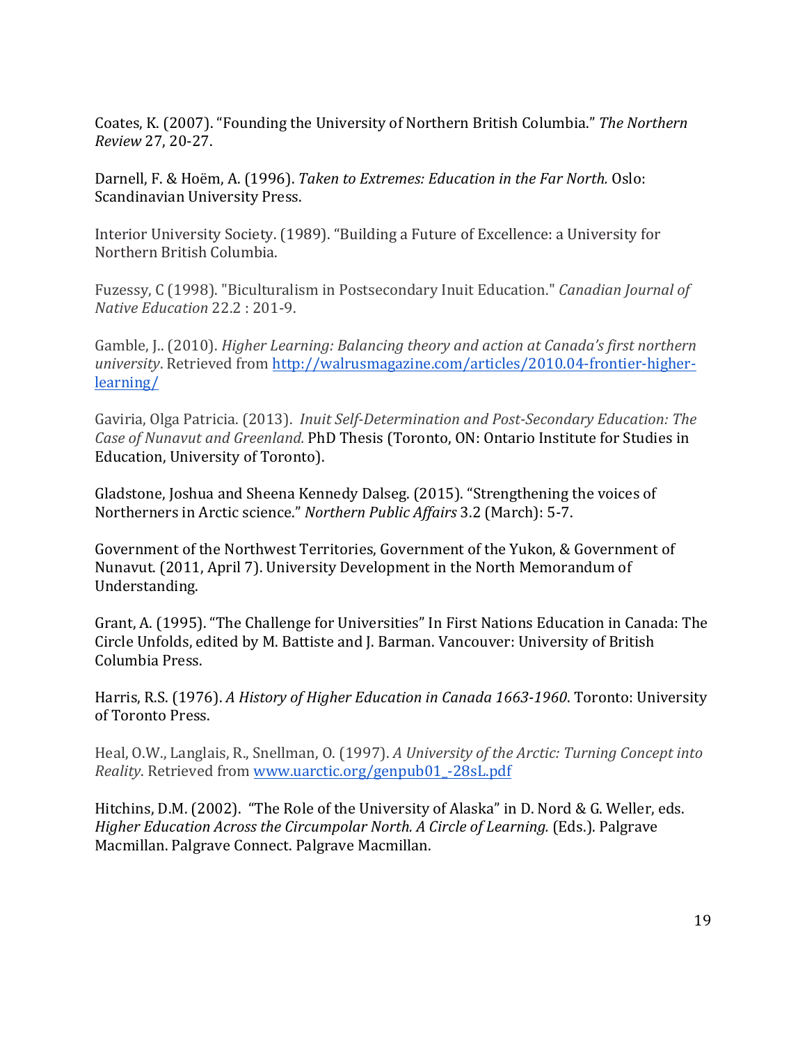Coates, K. (2007). “Founding the University of Northern British Columbia.” *The Northern Review* 27, 20-27.

Darnell, F. & Hoëm, A. (1996). *Taken to Extremes: Education in the Far North.* Oslo: Scandinavian University Press.

Interior University Society. (1989). “Building a Future of Excellence: a University for Northern British Columbia.

Fuzessy, C (1998). "Biculturalism in Postsecondary Inuit Education." *Canadian Journal of Native Education* 22.2 : 201-9.

Gamble, J.. (2010). *Higher Learning: Balancing theory and action at Canada’s first northern university*. Retrieved from http://walrusmagazine.com/articles/2010.04-frontier-higher-learning/

Gaviria, Olga Patricia. (2013). *Inuit Self-Determination and Post-Secondary Education: The Case of Nunavut and Greenland.* PhD Thesis (Toronto, ON: Ontario Institute for Studies in Education, University of Toronto).

Gladstone, Joshua and Sheena Kennedy Dalseg. (2015). “Strengthening the voices of Northerners in Arctic science.” *Northern Public Affairs* 3.2 (March): 5-7.

Government of the Northwest Territories, Government of the Yukon, & Government of Nunavut. (2011, April 7). University Development in the North Memorandum of Understanding.

Grant, A. (1995). “The Challenge for Universities” In First Nations Education in Canada: The Circle Unfolds, edited by M. Battiste and J. Barman. Vancouver: University of British Columbia Press.

Harris, R.S. (1976). *A History of Higher Education in Canada 1663-1960*. Toronto: University of Toronto Press.

Heal, O.W., Langlais, R., Snellman, O. (1997). *A University of the Arctic: Turning Concept into Reality*. Retrieved from www.uarctic.org/genpub01_-28sL.pdf

Hitchins, D.M. (2002). “The Role of the University of Alaska” in D. Nord & G. Weller, eds. *Higher Education Across the Circumpolar North. A Circle of Learning.* (Eds.). Palgrave Macmillan. Palgrave Connect. Palgrave Macmillan.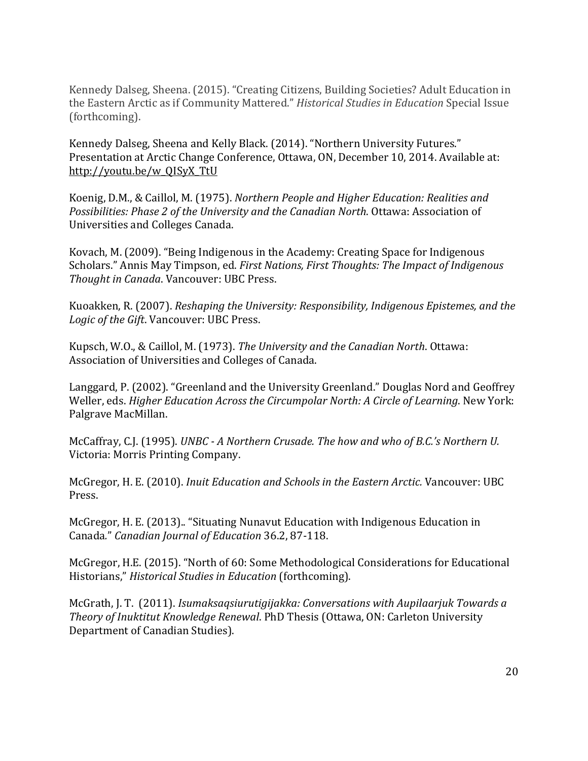Kennedy Dalseg, Sheena. (2015). "Creating Citizens, Building Societies? Adult Education in the Eastern Arctic as if Community Mattered." *Historical Studies in Education* Special Issue (forthcoming).

Kennedy Dalseg, Sheena and Kelly Black. (2014). "Northern University Futures." Presentation at Arctic Change Conference, Ottawa, ON, December 10, 2014. Available at: http://youtu.be/w_QISyX_TtU

Koenig, D.M., & Caillol, M. (1975). *Northern People and Higher Education: Realities and Possibilities: Phase 2 of the University and the Canadian North*. Ottawa: Association of Universities and Colleges Canada.

Kovach, M. (2009). "Being Indigenous in the Academy: Creating Space for Indigenous Scholars." Annis May Timpson, ed. *First Nations, First Thoughts: The Impact of Indigenous Thought in Canada*. Vancouver: UBC Press.

Kuoakken, R. (2007). *Reshaping the University: Responsibility, Indigenous Epistemes, and the Logic of the Gift*. Vancouver: UBC Press.

Kupsch, W.O., & Caillol, M. (1973). *The University and the Canadian North*. Ottawa: Association of Universities and Colleges of Canada.

Langgard, P. (2002). "Greenland and the University Greenland." Douglas Nord and Geoffrey Weller, eds. *Higher Education Across the Circumpolar North: A Circle of Learning*. New York: Palgrave MacMillan.

McCaffray, C.J. (1995). *UNBC - A Northern Crusade. The how and who of B.C.'s Northern U.* Victoria: Morris Printing Company.

McGregor, H. E. (2010). *Inuit Education and Schools in the Eastern Arctic.* Vancouver: UBC Press.

McGregor, H. E. (2013).. "Situating Nunavut Education with Indigenous Education in Canada." *Canadian Journal of Education* 36.2, 87-118.

McGregor, H.E. (2015). "North of 60: Some Methodological Considerations for Educational Historians," *Historical Studies in Education* (forthcoming).

McGrath, J. T. (2011). *Isumaksaqsiurutigijakka: Conversations with Aupilaarjuk Towards a Theory of Inuktitut Knowledge Renewal*. PhD Thesis (Ottawa, ON: Carleton University Department of Canadian Studies).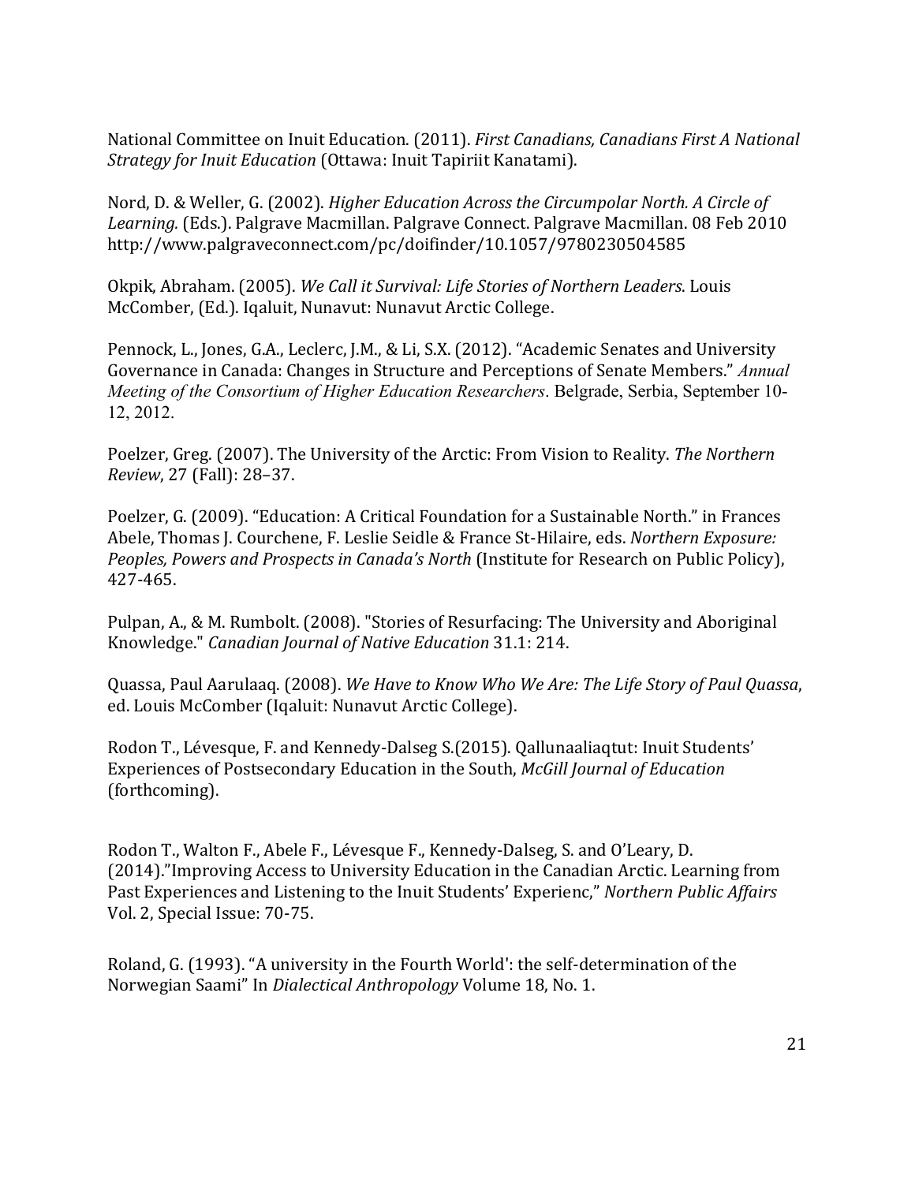National Committee on Inuit Education. (2011). *First Canadians, Canadians First A National Strategy for Inuit Education* (Ottawa: Inuit Tapiriit Kanatami).

Nord, D. & Weller, G. (2002). *Higher Education Across the Circumpolar North. A Circle of Learning.* (Eds.). Palgrave Macmillan. Palgrave Connect. Palgrave Macmillan. 08 Feb 2010 http://www.palgraveconnect.com/pc/doifinder/10.1057/9780230504585

Okpik, Abraham. (2005). *We Call it Survival: Life Stories of Northern Leaders*. Louis McComber, (Ed.). Iqaluit, Nunavut: Nunavut Arctic College.

Pennock, L., Jones, G.A., Leclerc, J.M., & Li, S.X. (2012). "Academic Senates and University Governance in Canada: Changes in Structure and Perceptions of Senate Members." *Annual Meeting of the Consortium of Higher Education Researchers*. Belgrade, Serbia, September 10-12, 2012.

Poelzer, Greg. (2007). The University of the Arctic: From Vision to Reality. *The Northern Review*, 27 (Fall): 28–37.

Poelzer, G. (2009). "Education: A Critical Foundation for a Sustainable North." in Frances Abele, Thomas J. Courchene, F. Leslie Seidle & France St-Hilaire, eds. *Northern Exposure: Peoples, Powers and Prospects in Canada's North* (Institute for Research on Public Policy), 427-465.

Pulpan, A., & M. Rumbolt. (2008). "Stories of Resurfacing: The University and Aboriginal Knowledge." *Canadian Journal of Native Education* 31.1: 214.

Quassa, Paul Aarulaaq. (2008). *We Have to Know Who We Are: The Life Story of Paul Quassa*, ed. Louis McComber (Iqaluit: Nunavut Arctic College).

Rodon T., Lévesque, F. and Kennedy-Dalseg S.(2015). Qallunaaliaqtut: Inuit Students' Experiences of Postsecondary Education in the South, *McGill Journal of Education* (forthcoming).

Rodon T., Walton F., Abele F., Lévesque F., Kennedy-Dalseg, S. and O'Leary, D. (2014)."Improving Access to University Education in the Canadian Arctic. Learning from Past Experiences and Listening to the Inuit Students' Experienc," *Northern Public Affairs* Vol. 2, Special Issue: 70-75.

Roland, G. (1993). "A university in the Fourth World': the self-determination of the Norwegian Saami" In *Dialectical Anthropology* Volume 18, No. 1.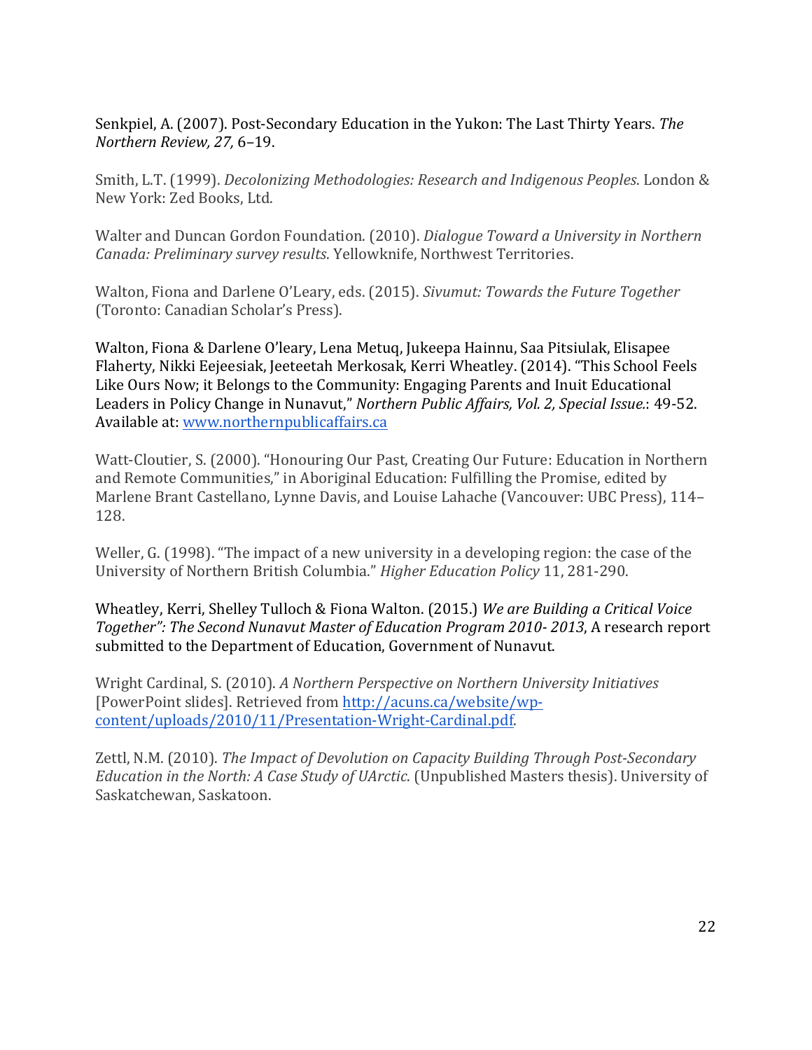Senkpiel, A. (2007). Post-Secondary Education in the Yukon: The Last Thirty Years. *The Northern Review, 27,* 6–19.

Smith, L.T. (1999). *Decolonizing Methodologies: Research and Indigenous Peoples*. London & New York: Zed Books, Ltd.

Walter and Duncan Gordon Foundation. (2010). *Dialogue Toward a University in Northern Canada: Preliminary survey results*. Yellowknife, Northwest Territories.

Walton, Fiona and Darlene O'Leary, eds. (2015). *Sivumut: Towards the Future Together* (Toronto: Canadian Scholar's Press).

Walton, Fiona & Darlene O'leary, Lena Metuq, Jukeepa Hainnu, Saa Pitsiulak, Elisapee Flaherty, Nikki Eejeesiak, Jeeteetah Merkosak, Kerri Wheatley. (2014). "This School Feels Like Ours Now; it Belongs to the Community: Engaging Parents and Inuit Educational Leaders in Policy Change in Nunavut," *Northern Public Affairs, Vol. 2, Special Issue.*: 49-52. Available at: [www.northernpublicaffairs.ca](www.northernpublicaffairs.ca)

Watt-Cloutier, S. (2000). "Honouring Our Past, Creating Our Future: Education in Northern and Remote Communities," in Aboriginal Education: Fulfilling the Promise, edited by Marlene Brant Castellano, Lynne Davis, and Louise Lahache (Vancouver: UBC Press), 114–128.

Weller, G. (1998). "The impact of a new university in a developing region: the case of the University of Northern British Columbia." *Higher Education Policy* 11, 281-290.

Wheatley, Kerri, Shelley Tulloch & Fiona Walton. (2015.) *We are Building a Critical Voice Together": The Second Nunavut Master of Education Program 2010- 2013*, A research report submitted to the Department of Education, Government of Nunavut.

Wright Cardinal, S. (2010). *A Northern Perspective on Northern University Initiatives* [PowerPoint slides]. Retrieved from [http://acuns.ca/website/wp-content/uploads/2010/11/Presentation-Wright-Cardinal.pdf](http://acuns.ca/website/wp-content/uploads/2010/11/Presentation-Wright-Cardinal.pdf).

Zettl, N.M. (2010). *The Impact of Devolution on Capacity Building Through Post-Secondary Education in the North: A Case Study of UArctic*. (Unpublished Masters thesis). University of Saskatchewan, Saskatoon.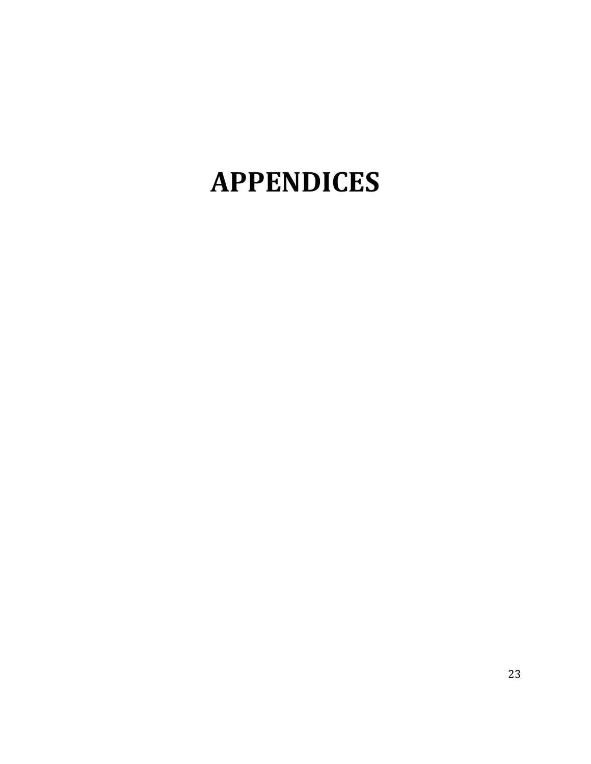# APPENDICES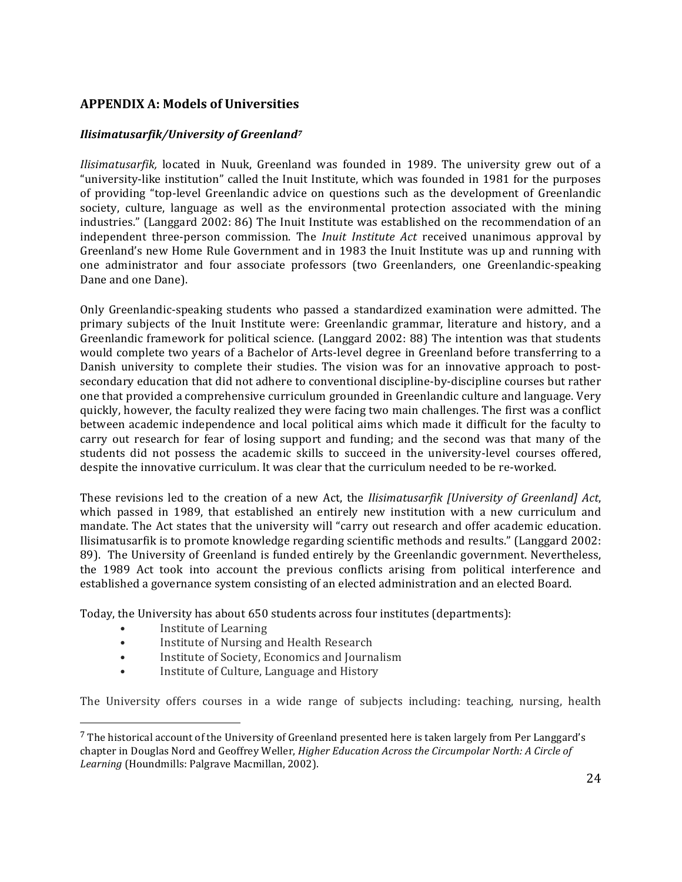## APPENDIX A: Models of Universities

### *Ilisimatusarfik/University of Greenland*[7]

*Ilisimatusarfik,* located in Nuuk, Greenland was founded in 1989. The university grew out of a "university-like institution" called the Inuit Institute, which was founded in 1981 for the purposes of providing "top-level Greenlandic advice on questions such as the development of Greenlandic society, culture, language as well as the environmental protection associated with the mining industries." (Langgard 2002: 86) The Inuit Institute was established on the recommendation of an independent three-person commission. The *Inuit Institute Act* received unanimous approval by Greenland's new Home Rule Government and in 1983 the Inuit Institute was up and running with one administrator and four associate professors (two Greenlanders, one Greenlandic-speaking Dane and one Dane).

Only Greenlandic-speaking students who passed a standardized examination were admitted. The primary subjects of the Inuit Institute were: Greenlandic grammar, literature and history, and a Greenlandic framework for political science. (Langgard 2002: 88) The intention was that students would complete two years of a Bachelor of Arts-level degree in Greenland before transferring to a Danish university to complete their studies. The vision was for an innovative approach to post-secondary education that did not adhere to conventional discipline-by-discipline courses but rather one that provided a comprehensive curriculum grounded in Greenlandic culture and language. Very quickly, however, the faculty realized they were facing two main challenges. The first was a conflict between academic independence and local political aims which made it difficult for the faculty to carry out research for fear of losing support and funding; and the second was that many of the students did not possess the academic skills to succeed in the university-level courses offered, despite the innovative curriculum. It was clear that the curriculum needed to be re-worked.

These revisions led to the creation of a new Act, the *Ilisimatusarfik [University of Greenland] Act*, which passed in 1989, that established an entirely new institution with a new curriculum and mandate. The Act states that the university will "carry out research and offer academic education. Ilisimatusarfik is to promote knowledge regarding scientific methods and results." (Langgard 2002: 89). The University of Greenland is funded entirely by the Greenlandic government. Nevertheless, the 1989 Act took into account the previous conflicts arising from political interference and established a governance system consisting of an elected administration and an elected Board.

Today, the University has about 650 students across four institutes (departments):

- Institute of Learning
- Institute of Nursing and Health Research
- Institute of Society, Economics and Journalism
- Institute of Culture, Language and History

The University offers courses in a wide range of subjects including: teaching, nursing, health

---

[7] The historical account of the University of Greenland presented here is taken largely from Per Langgard's chapter in Douglas Nord and Geoffrey Weller, *Higher Education Across the Circumpolar North: A Circle of Learning* (Houndmills: Palgrave Macmillan, 2002).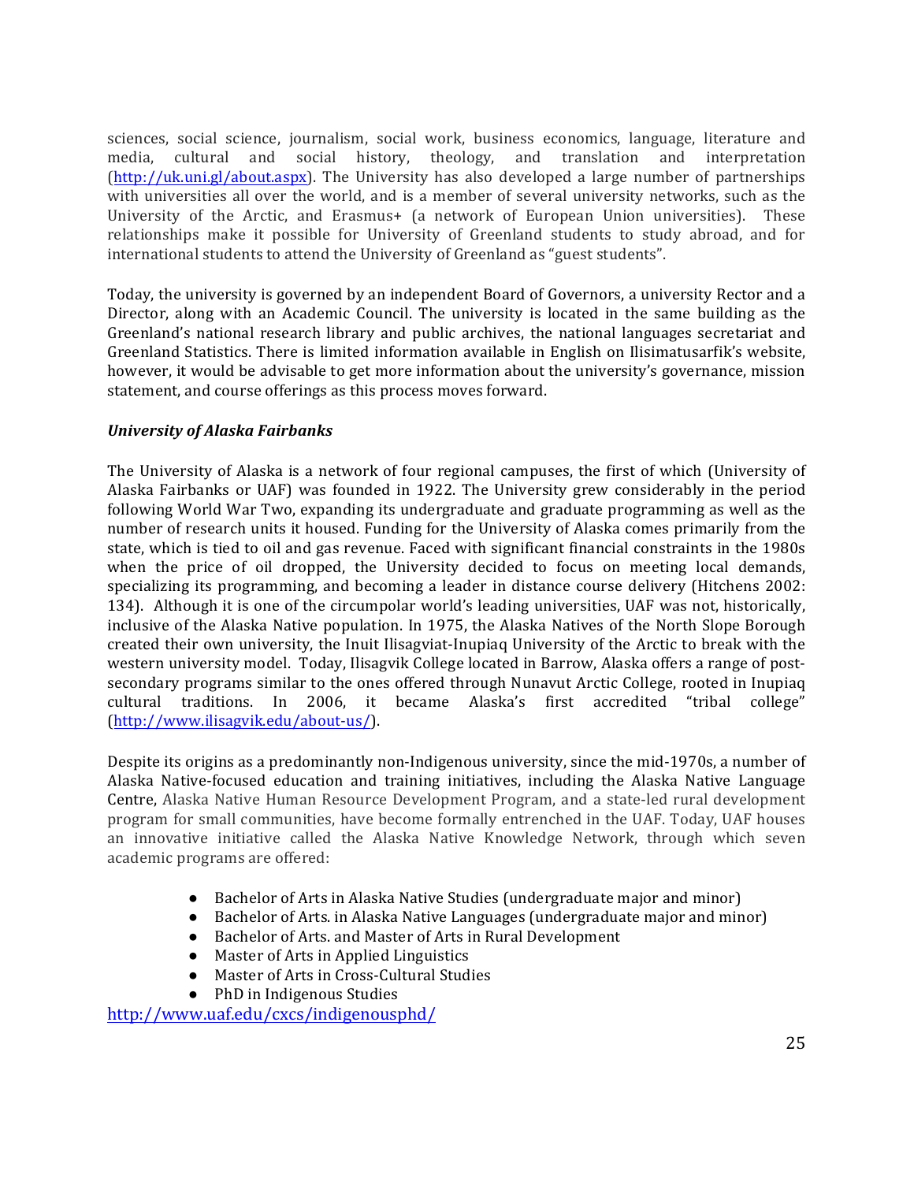sciences, social science, journalism, social work, business economics, language, literature and media, cultural and social history, theology, and translation and interpretation (http://uk.uni.gl/about.aspx). The University has also developed a large number of partnerships with universities all over the world, and is a member of several university networks, such as the University of the Arctic, and Erasmus+ (a network of European Union universities). These relationships make it possible for University of Greenland students to study abroad, and for international students to attend the University of Greenland as "guest students".

Today, the university is governed by an independent Board of Governors, a university Rector and a Director, along with an Academic Council. The university is located in the same building as the Greenland's national research library and public archives, the national languages secretariat and Greenland Statistics. There is limited information available in English on Ilisimatusarfik's website, however, it would be advisable to get more information about the university's governance, mission statement, and course offerings as this process moves forward.

***University of Alaska Fairbanks***

The University of Alaska is a network of four regional campuses, the first of which (University of Alaska Fairbanks or UAF) was founded in 1922. The University grew considerably in the period following World War Two, expanding its undergraduate and graduate programming as well as the number of research units it housed. Funding for the University of Alaska comes primarily from the state, which is tied to oil and gas revenue. Faced with significant financial constraints in the 1980s when the price of oil dropped, the University decided to focus on meeting local demands, specializing its programming, and becoming a leader in distance course delivery (Hitchens 2002: 134). Although it is one of the circumpolar world's leading universities, UAF was not, historically, inclusive of the Alaska Native population. In 1975, the Alaska Natives of the North Slope Borough created their own university, the Inuit Ilisagviat-Inupiaq University of the Arctic to break with the western university model. Today, Ilisagvik College located in Barrow, Alaska offers a range of post-secondary programs similar to the ones offered through Nunavut Arctic College, rooted in Inupiaq cultural traditions. In 2006, it became Alaska's first accredited "tribal college" (http://www.ilisagvik.edu/about-us/).

Despite its origins as a predominantly non-Indigenous university, since the mid-1970s, a number of Alaska Native-focused education and training initiatives, including the Alaska Native Language Centre, Alaska Native Human Resource Development Program, and a state-led rural development program for small communities, have become formally entrenched in the UAF. Today, UAF houses an innovative initiative called the Alaska Native Knowledge Network, through which seven academic programs are offered:

- Bachelor of Arts in Alaska Native Studies (undergraduate major and minor)
- Bachelor of Arts. in Alaska Native Languages (undergraduate major and minor)
- Bachelor of Arts. and Master of Arts in Rural Development
- Master of Arts in Applied Linguistics
- Master of Arts in Cross-Cultural Studies
- PhD in Indigenous Studies

http://www.uaf.edu/cxcs/indigenousphd/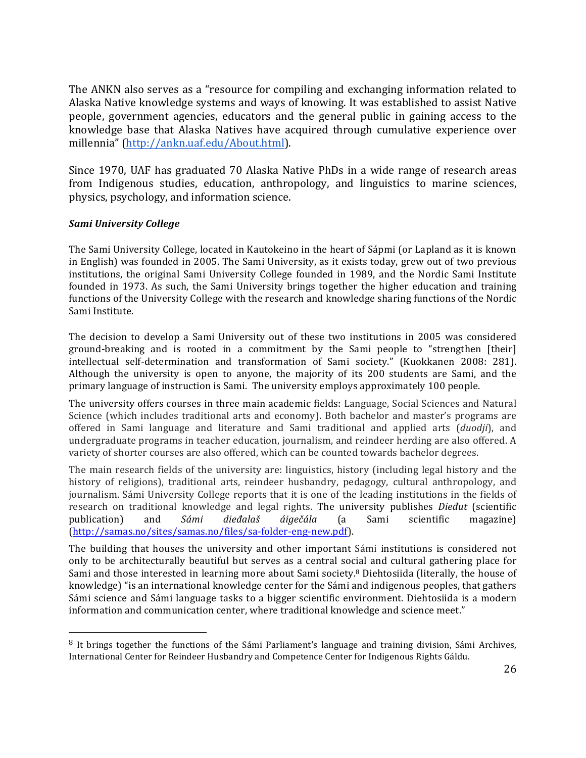The ANKN also serves as a "resource for compiling and exchanging information related to Alaska Native knowledge systems and ways of knowing. It was established to assist Native people, government agencies, educators and the general public in gaining access to the knowledge base that Alaska Natives have acquired through cumulative experience over millennia" (http://ankn.uaf.edu/About.html).

Since 1970, UAF has graduated 70 Alaska Native PhDs in a wide range of research areas from Indigenous studies, education, anthropology, and linguistics to marine sciences, physics, psychology, and information science.

***Sami University College***

The Sami University College, located in Kautokeino in the heart of Sápmi (or Lapland as it is known in English) was founded in 2005. The Sami University, as it exists today, grew out of two previous institutions, the original Sami University College founded in 1989, and the Nordic Sami Institute founded in 1973. As such, the Sami University brings together the higher education and training functions of the University College with the research and knowledge sharing functions of the Nordic Sami Institute.

The decision to develop a Sami University out of these two institutions in 2005 was considered ground-breaking and is rooted in a commitment by the Sami people to "strengthen [their] intellectual self-determination and transformation of Sami society." (Kuokkanen 2008: 281). Although the university is open to anyone, the majority of its 200 students are Sami, and the primary language of instruction is Sami. The university employs approximately 100 people.

The university offers courses in three main academic fields: Language, Social Sciences and Natural Science (which includes traditional arts and economy). Both bachelor and master's programs are offered in Sami language and literature and Sami traditional and applied arts (*duodji*), and undergraduate programs in teacher education, journalism, and reindeer herding are also offered. A variety of shorter courses are also offered, which can be counted towards bachelor degrees.

The main research fields of the university are: linguistics, history (including legal history and the history of religions), traditional arts, reindeer husbandry, pedagogy, cultural anthropology, and journalism. Sámi University College reports that it is one of the leading institutions in the fields of research on traditional knowledge and legal rights. The university publishes *Dieđut* (scientific publication) and *Sámi dieđalaš áigečála* (a Sami scientific magazine) (http://samas.no/sites/samas.no/files/sa-folder-eng-new.pdf).

The building that houses the university and other important Sámi institutions is considered not only to be architecturally beautiful but serves as a central social and cultural gathering place for Sami and those interested in learning more about Sami society.[8] Diehtosiida (literally, the house of knowledge) "is an international knowledge center for the Sámi and indigenous peoples, that gathers Sámi science and Sámi language tasks to a bigger scientific environment. Diehtosiida is a modern information and communication center, where traditional knowledge and science meet."

---

[8] It brings together the functions of the Sámi Parliament's language and training division, Sámi Archives, International Center for Reindeer Husbandry and Competence Center for Indigenous Rights Gáldu.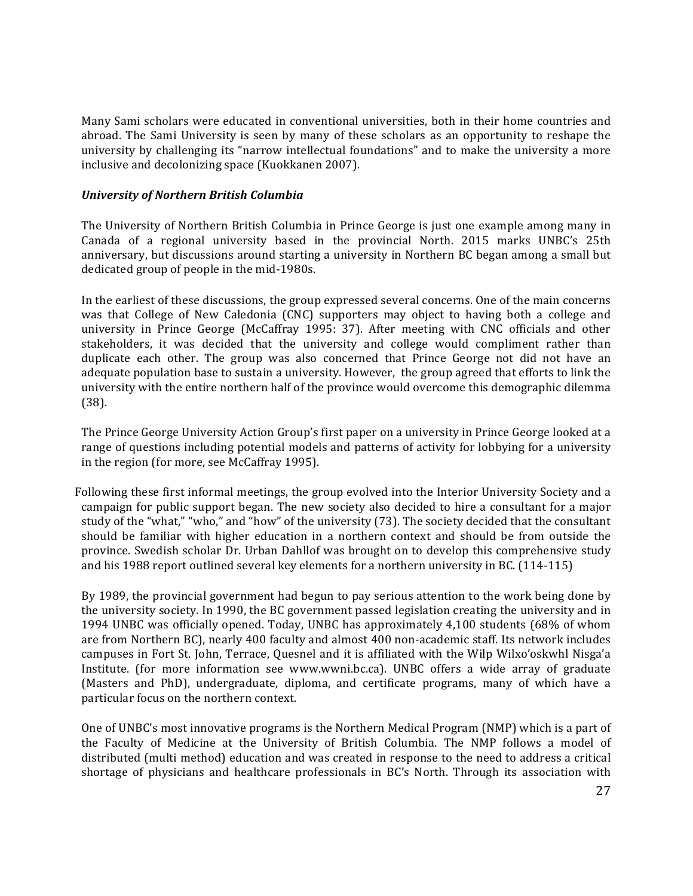Many Sami scholars were educated in conventional universities, both in their home countries and abroad. The Sami University is seen by many of these scholars as an opportunity to reshape the university by challenging its "narrow intellectual foundations" and to make the university a more inclusive and decolonizing space (Kuokkanen 2007).

### *University of Northern British Columbia*

The University of Northern British Columbia in Prince George is just one example among many in Canada of a regional university based in the provincial North. 2015 marks UNBC's 25th anniversary, but discussions around starting a university in Northern BC began among a small but dedicated group of people in the mid-1980s.

In the earliest of these discussions, the group expressed several concerns. One of the main concerns was that College of New Caledonia (CNC) supporters may object to having both a college and university in Prince George (McCaffray 1995: 37). After meeting with CNC officials and other stakeholders, it was decided that the university and college would compliment rather than duplicate each other. The group was also concerned that Prince George not did not have an adequate population base to sustain a university. However, the group agreed that efforts to link the university with the entire northern half of the province would overcome this demographic dilemma (38).

The Prince George University Action Group's first paper on a university in Prince George looked at a range of questions including potential models and patterns of activity for lobbying for a university in the region (for more, see McCaffray 1995).

Following these first informal meetings, the group evolved into the Interior University Society and a campaign for public support began. The new society also decided to hire a consultant for a major study of the "what," "who," and "how" of the university (73). The society decided that the consultant should be familiar with higher education in a northern context and should be from outside the province. Swedish scholar Dr. Urban Dahllof was brought on to develop this comprehensive study and his 1988 report outlined several key elements for a northern university in BC. (114-115)

By 1989, the provincial government had begun to pay serious attention to the work being done by the university society. In 1990, the BC government passed legislation creating the university and in 1994 UNBC was officially opened. Today, UNBC has approximately 4,100 students (68% of whom are from Northern BC), nearly 400 faculty and almost 400 non-academic staff. Its network includes campuses in Fort St. John, Terrace, Quesnel and it is affiliated with the Wilp Wilxo'oskwhl Nisga'a Institute. (for more information see www.wwni.bc.ca). UNBC offers a wide array of graduate (Masters and PhD), undergraduate, diploma, and certificate programs, many of which have a particular focus on the northern context.

One of UNBC's most innovative programs is the Northern Medical Program (NMP) which is a part of the Faculty of Medicine at the University of British Columbia. The NMP follows a model of distributed (multi method) education and was created in response to the need to address a critical shortage of physicians and healthcare professionals in BC's North. Through its association with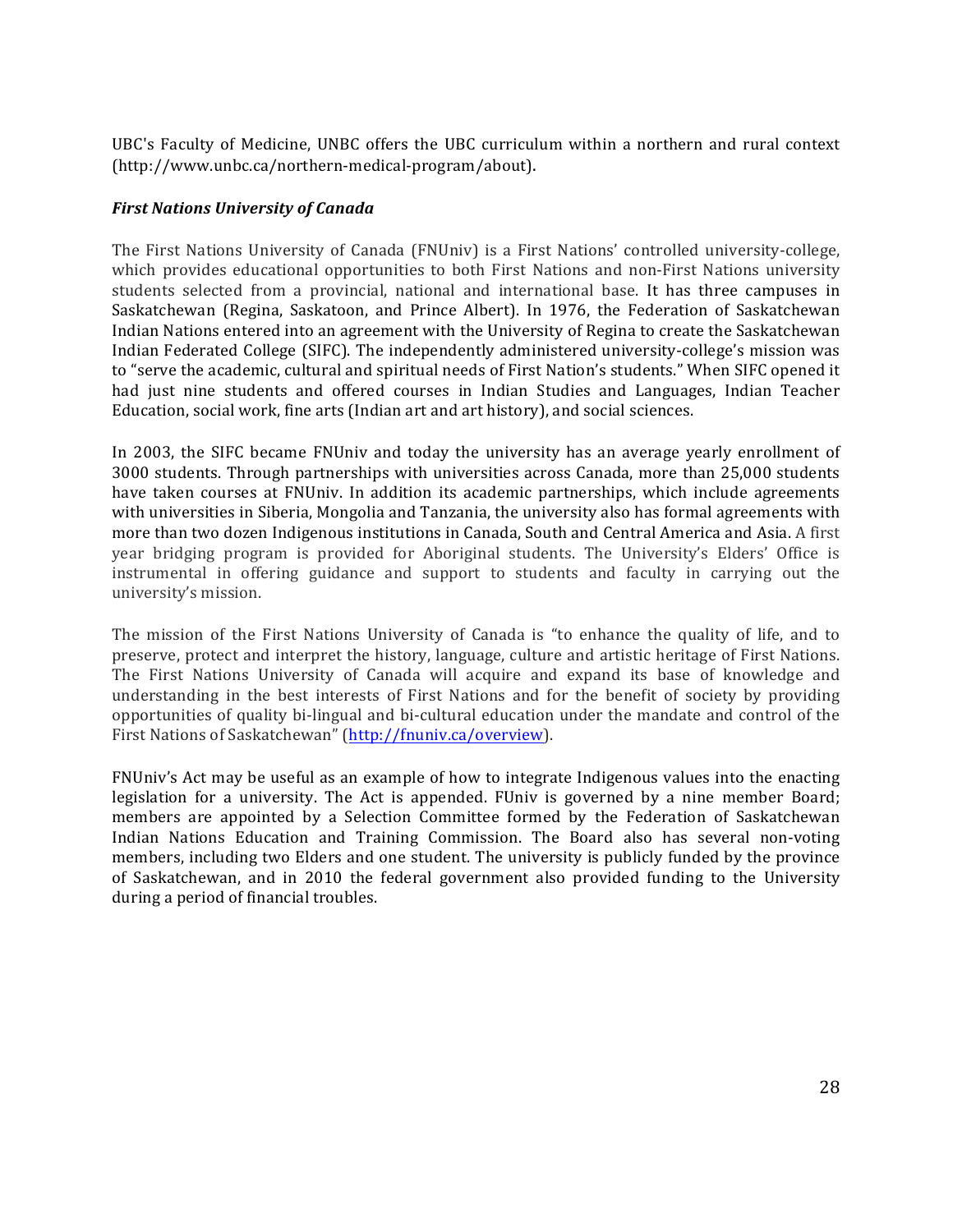UBC's Faculty of Medicine, UNBC offers the UBC curriculum within a northern and rural context (http://www.unbc.ca/northern-medical-program/about).

### *First Nations University of Canada*

The First Nations University of Canada (FNUniv) is a First Nations' controlled university-college, which provides educational opportunities to both First Nations and non-First Nations university students selected from a provincial, national and international base. It has three campuses in Saskatchewan (Regina, Saskatoon, and Prince Albert). In 1976, the Federation of Saskatchewan Indian Nations entered into an agreement with the University of Regina to create the Saskatchewan Indian Federated College (SIFC). The independently administered university-college's mission was to "serve the academic, cultural and spiritual needs of First Nation's students." When SIFC opened it had just nine students and offered courses in Indian Studies and Languages, Indian Teacher Education, social work, fine arts (Indian art and art history), and social sciences.

In 2003, the SIFC became FNUniv and today the university has an average yearly enrollment of 3000 students. Through partnerships with universities across Canada, more than 25,000 students have taken courses at FNUniv. In addition its academic partnerships, which include agreements with universities in Siberia, Mongolia and Tanzania, the university also has formal agreements with more than two dozen Indigenous institutions in Canada, South and Central America and Asia. A first year bridging program is provided for Aboriginal students. The University's Elders' Office is instrumental in offering guidance and support to students and faculty in carrying out the university's mission.

The mission of the First Nations University of Canada is "to enhance the quality of life, and to preserve, protect and interpret the history, language, culture and artistic heritage of First Nations. The First Nations University of Canada will acquire and expand its base of knowledge and understanding in the best interests of First Nations and for the benefit of society by providing opportunities of quality bi-lingual and bi-cultural education under the mandate and control of the First Nations of Saskatchewan" (http://fnuniv.ca/overview).

FNUniv's Act may be useful as an example of how to integrate Indigenous values into the enacting legislation for a university. The Act is appended. FUniv is governed by a nine member Board; members are appointed by a Selection Committee formed by the Federation of Saskatchewan Indian Nations Education and Training Commission. The Board also has several non-voting members, including two Elders and one student. The university is publicly funded by the province of Saskatchewan, and in 2010 the federal government also provided funding to the University during a period of financial troubles.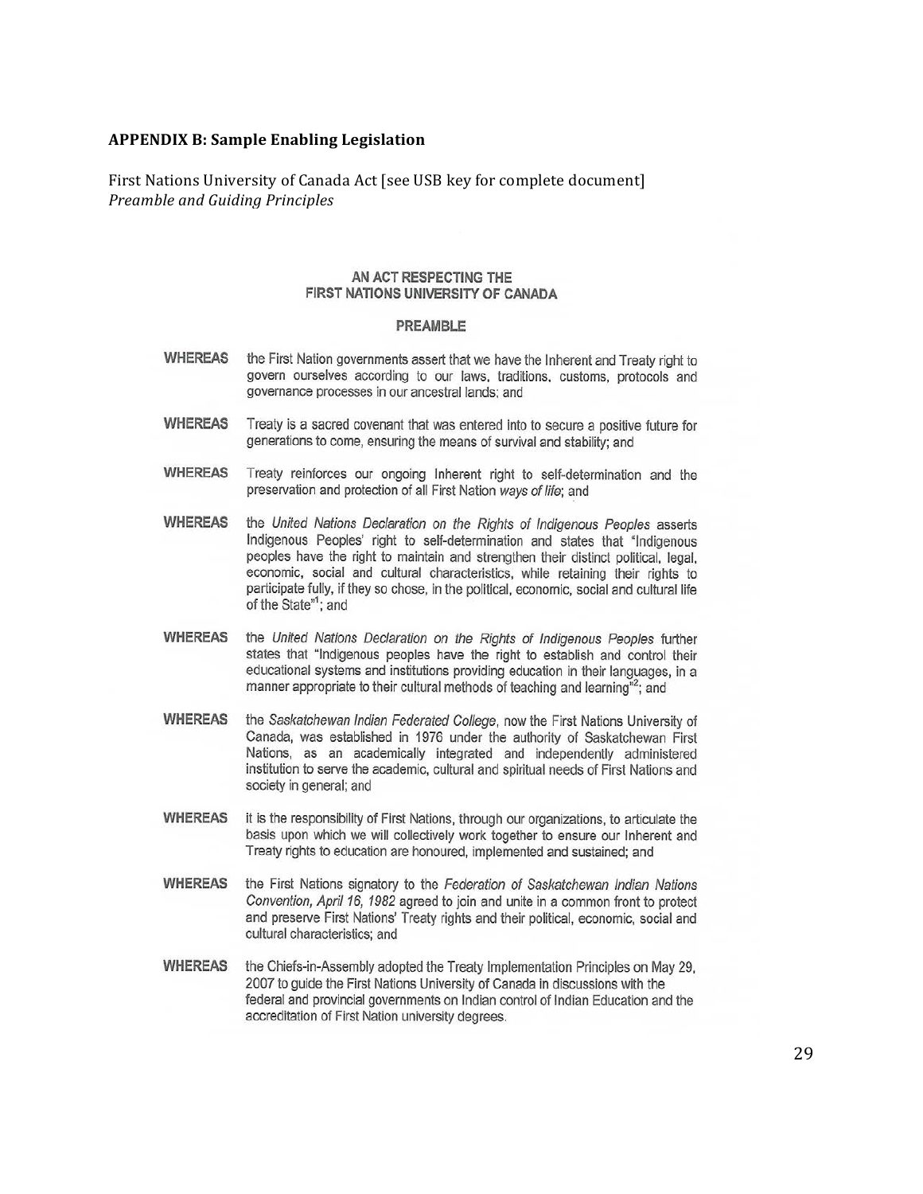### APPENDIX B: Sample Enabling Legislation

First Nations University of Canada Act [see USB key for complete document]
*Preamble and Guiding Principles*

**AN ACT RESPECTING THE FIRST NATIONS UNIVERSITY OF CANADA**

**PREAMBLE**

**WHEREAS** the First Nation governments assert that we have the Inherent and Treaty right to govern ourselves according to our laws, traditions, customs, protocols and governance processes in our ancestral lands; and

**WHEREAS** Treaty is a sacred covenant that was entered into to secure a positive future for generations to come, ensuring the means of survival and stability; and

**WHEREAS** Treaty reinforces our ongoing Inherent right to self-determination and the preservation and protection of all First Nation *ways of life*; and

**WHEREAS** the *United Nations Declaration on the Rights of Indigenous Peoples* asserts Indigenous Peoples' right to self-determination and states that "Indigenous peoples have the right to maintain and strengthen their distinct political, legal, economic, social and cultural characteristics, while retaining their rights to participate fully, if they so chose, in the political, economic, social and cultural life of the State"[1]; and

**WHEREAS** the *United Nations Declaration on the Rights of Indigenous Peoples* further states that "Indigenous peoples have the right to establish and control their educational systems and institutions providing education in their languages, in a manner appropriate to their cultural methods of teaching and learning"[2]; and

**WHEREAS** the *Saskatchewan Indian Federated College*, now the First Nations University of Canada, was established in 1976 under the authority of Saskatchewan First Nations, as an academically integrated and independently administered institution to serve the academic, cultural and spiritual needs of First Nations and society in general; and

**WHEREAS** it is the responsibility of First Nations, through our organizations, to articulate the basis upon which we will collectively work together to ensure our Inherent and Treaty rights to education are honoured, implemented and sustained; and

**WHEREAS** the First Nations signatory to the *Federation of Saskatchewan Indian Nations Convention, April 16, 1982* agreed to join and unite in a common front to protect and preserve First Nations' Treaty rights and their political, economic, social and cultural characteristics; and

**WHEREAS** the Chiefs-in-Assembly adopted the Treaty Implementation Principles on May 29, 2007 to guide the First Nations University of Canada in discussions with the federal and provincial governments on Indian control of Indian Education and the accreditation of First Nation university degrees.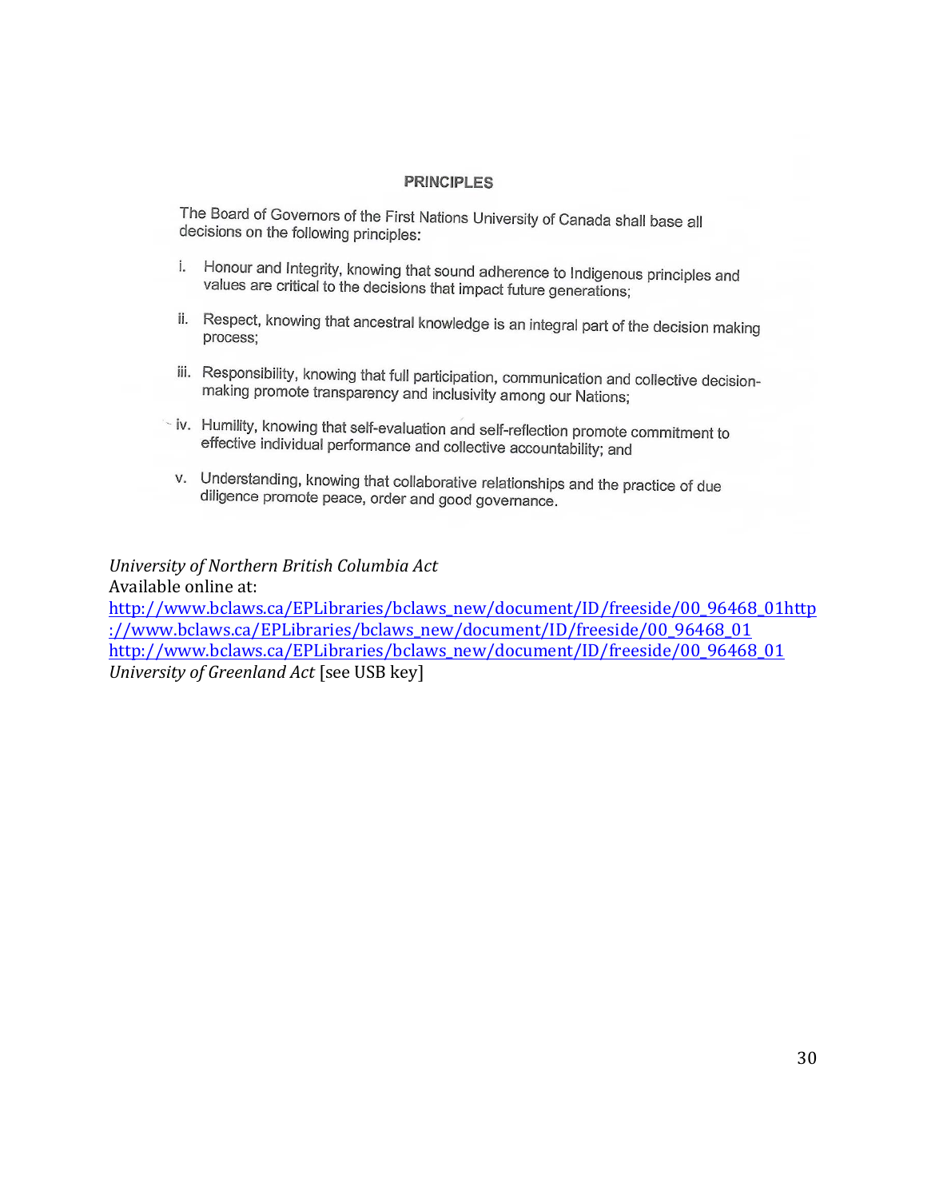## PRINCIPLES

The Board of Governors of the First Nations University of Canada shall base all decisions on the following principles:

i. Honour and Integrity, knowing that sound adherence to Indigenous principles and values are critical to the decisions that impact future generations;

ii. Respect, knowing that ancestral knowledge is an integral part of the decision making process;

iii. Responsibility, knowing that full participation, communication and collective decision-making promote transparency and inclusivity among our Nations;

iv. Humility, knowing that self-evaluation and self-reflection promote commitment to effective individual performance and collective accountability; and

v. Understanding, knowing that collaborative relationships and the practice of due diligence promote peace, order and good governance.

*University of Northern British Columbia Act*
Available online at:
http://www.bclaws.ca/EPLibraries/bclaws_new/document/ID/freeside/00_96468_01http://www.bclaws.ca/EPLibraries/bclaws_new/document/ID/freeside/00_96468_01
http://www.bclaws.ca/EPLibraries/bclaws_new/document/ID/freeside/00_96468_01
*University of Greenland Act* [see USB key]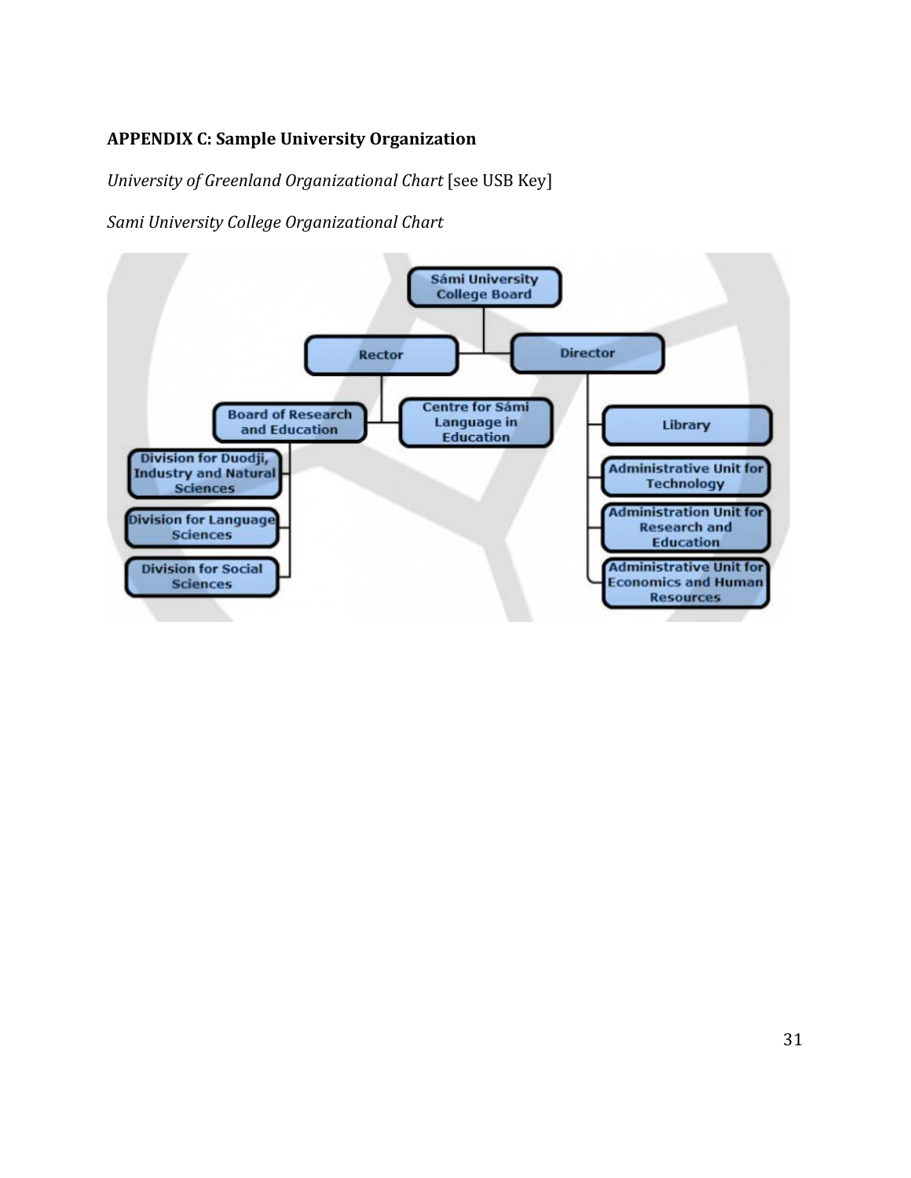## APPENDIX C: Sample University Organization

*University of Greenland Organizational Chart* [see USB Key]

*Sami University College Organizational Chart*

Sámi University College Board

Rector

Director

Board of Research and Education

Centre for Sámi Language in Education

Library

Division for Duodji, Industry and Natural Sciences

Administrative Unit for Technology

Division for Language Sciences

Administration Unit for Research and Education

Division for Social Sciences

Administrative Unit for Economics and Human Resources